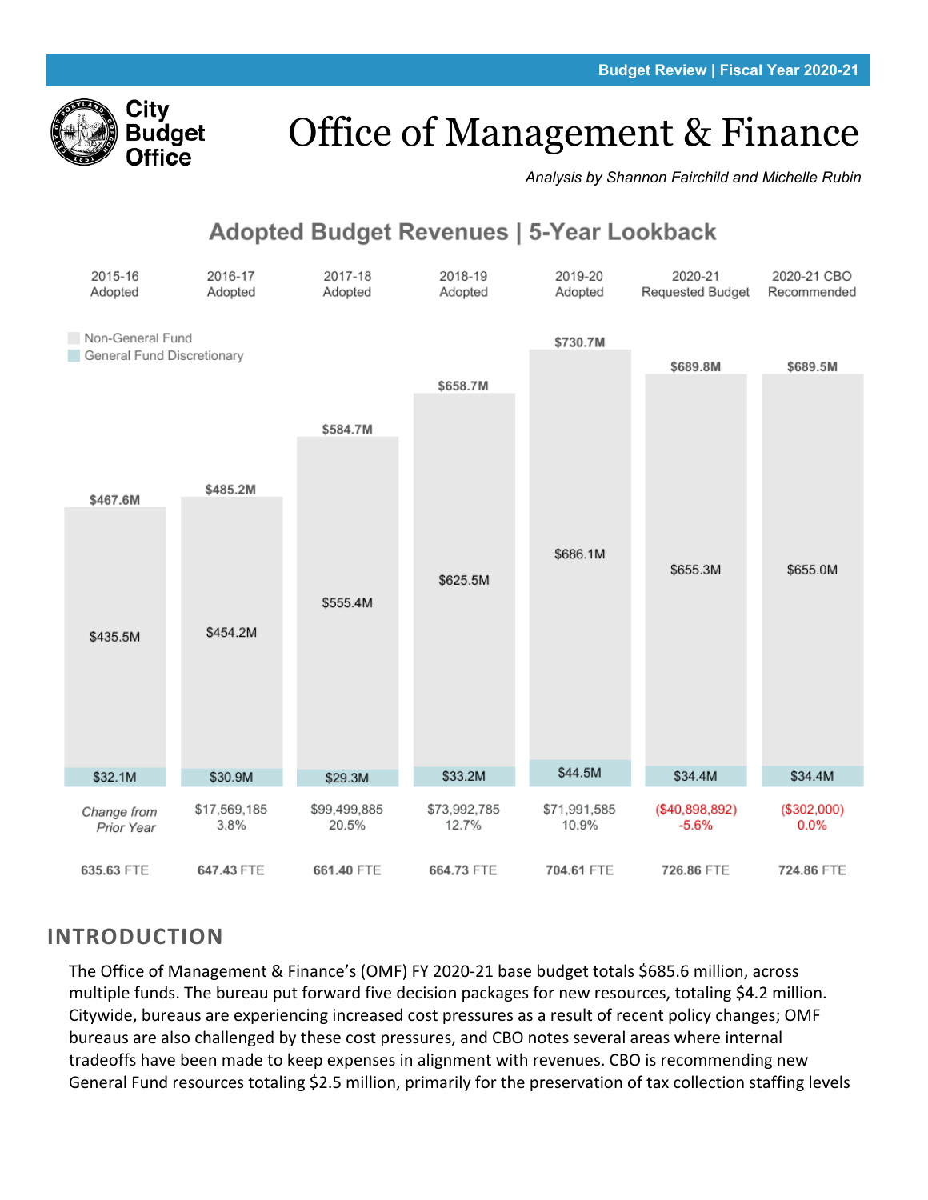Budget Review | Fiscal Year 2020-21

City Budget Office

# Office of Management & Finance

*Analysis by Shannon Fairchild and Michelle Rubin*

## Adopted Budget Revenues | 5-Year Lookback

| | 2015-16 Adopted | 2016-17 Adopted | 2017-18 Adopted | 2018-19 Adopted | 2019-20 Adopted | 2020-21 Requested Budget | 2020-21 CBO Recommended |
|---|---|---|---|---|---|---|---|
| Total | $467.6M | $485.2M | $584.7M | $658.7M | $730.7M | $689.8M | $689.5M |
| Non-General Fund | $435.5M | $454.2M | $555.4M | $625.5M | $686.1M | $655.3M | $655.0M |
| General Fund Discretionary | $32.1M | $30.9M | $29.3M | $33.2M | $44.5M | $34.4M | $34.4M |
| *Change from Prior Year* | | $17,569,185<br>3.8% | $99,499,885<br>20.5% | $73,992,785<br>12.7% | $71,991,585<br>10.9% | ($40,898,892)<br>-5.6% | ($302,000)<br>0.0% |
| FTE | 635.63 FTE | 647.43 FTE | 661.40 FTE | 664.73 FTE | 704.61 FTE | 726.86 FTE | 724.86 FTE |

## INTRODUCTION

The Office of Management & Finance's (OMF) FY 2020-21 base budget totals $685.6 million, across multiple funds. The bureau put forward five decision packages for new resources, totaling $4.2 million. Citywide, bureaus are experiencing increased cost pressures as a result of recent policy changes; OMF bureaus are also challenged by these cost pressures, and CBO notes several areas where internal tradeoffs have been made to keep expenses in alignment with revenues. CBO is recommending new General Fund resources totaling $2.5 million, primarily for the preservation of tax collection staffing levels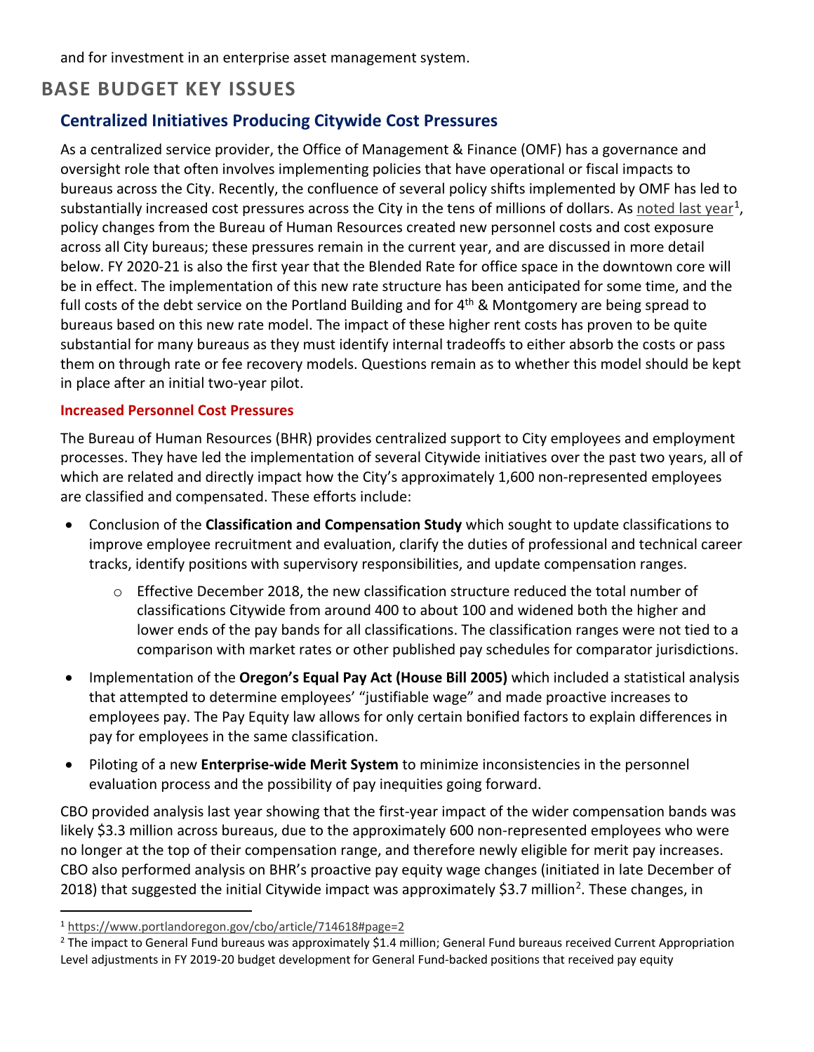and for investment in an enterprise asset management system.

## BASE BUDGET KEY ISSUES

### Centralized Initiatives Producing Citywide Cost Pressures

As a centralized service provider, the Office of Management & Finance (OMF) has a governance and oversight role that often involves implementing policies that have operational or fiscal impacts to bureaus across the City. Recently, the confluence of several policy shifts implemented by OMF has led to substantially increased cost pressures across the City in the tens of millions of dollars. As noted last year[1], policy changes from the Bureau of Human Resources created new personnel costs and cost exposure across all City bureaus; these pressures remain in the current year, and are discussed in more detail below. FY 2020-21 is also the first year that the Blended Rate for office space in the downtown core will be in effect. The implementation of this new rate structure has been anticipated for some time, and the full costs of the debt service on the Portland Building and for 4th & Montgomery are being spread to bureaus based on this new rate model. The impact of these higher rent costs has proven to be quite substantial for many bureaus as they must identify internal tradeoffs to either absorb the costs or pass them on through rate or fee recovery models. Questions remain as to whether this model should be kept in place after an initial two-year pilot.

#### Increased Personnel Cost Pressures

The Bureau of Human Resources (BHR) provides centralized support to City employees and employment processes. They have led the implementation of several Citywide initiatives over the past two years, all of which are related and directly impact how the City's approximately 1,600 non-represented employees are classified and compensated. These efforts include:

- Conclusion of the **Classification and Compensation Study** which sought to update classifications to improve employee recruitment and evaluation, clarify the duties of professional and technical career tracks, identify positions with supervisory responsibilities, and update compensation ranges.
  - Effective December 2018, the new classification structure reduced the total number of classifications Citywide from around 400 to about 100 and widened both the higher and lower ends of the pay bands for all classifications. The classification ranges were not tied to a comparison with market rates or other published pay schedules for comparator jurisdictions.
- Implementation of the **Oregon's Equal Pay Act (House Bill 2005)** which included a statistical analysis that attempted to determine employees' "justifiable wage" and made proactive increases to employees pay. The Pay Equity law allows for only certain bonified factors to explain differences in pay for employees in the same classification.
- Piloting of a new **Enterprise-wide Merit System** to minimize inconsistencies in the personnel evaluation process and the possibility of pay inequities going forward.

CBO provided analysis last year showing that the first-year impact of the wider compensation bands was likely $3.3 million across bureaus, due to the approximately 600 non-represented employees who were no longer at the top of their compensation range, and therefore newly eligible for merit pay increases. CBO also performed analysis on BHR's proactive pay equity wage changes (initiated in late December of 2018) that suggested the initial Citywide impact was approximately $3.7 million[2]. These changes, in

[1] https://www.portlandoregon.gov/cbo/article/714618#page=2

[2] The impact to General Fund bureaus was approximately $1.4 million; General Fund bureaus received Current Appropriation Level adjustments in FY 2019-20 budget development for General Fund-backed positions that received pay equity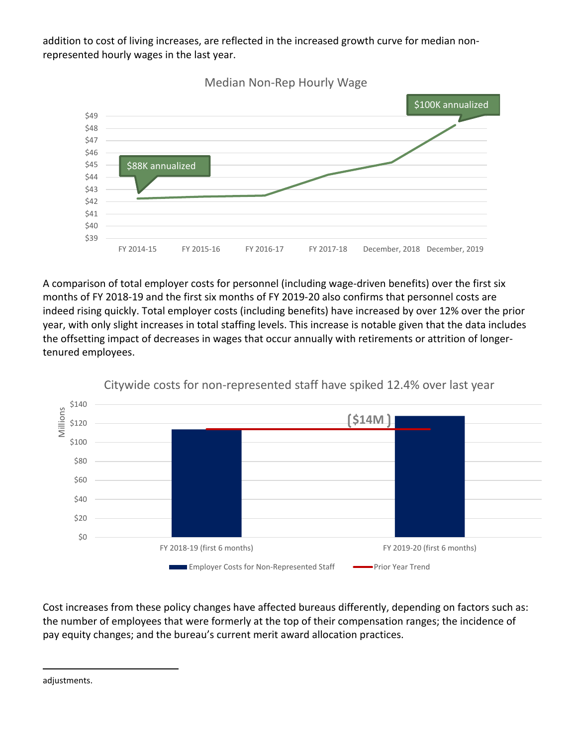addition to cost of living increases, are reflected in the increased growth curve for median non-represented hourly wages in the last year.

Median Non-Rep Hourly Wage

$88K annualized

$100K annualized

A comparison of total employer costs for personnel (including wage-driven benefits) over the first six months of FY 2018-19 and the first six months of FY 2019-20 also confirms that personnel costs are indeed rising quickly. Total employer costs (including benefits) have increased by over 12% over the prior year, with only slight increases in total staffing levels. This increase is notable given that the data includes the offsetting impact of decreases in wages that occur annually with retirements or attrition of longer-tenured employees.

Citywide costs for non-represented staff have spiked 12.4% over last year

($14M)

Cost increases from these policy changes have affected bureaus differently, depending on factors such as: the number of employees that were formerly at the top of their compensation ranges; the incidence of pay equity changes; and the bureau's current merit award allocation practices.

adjustments.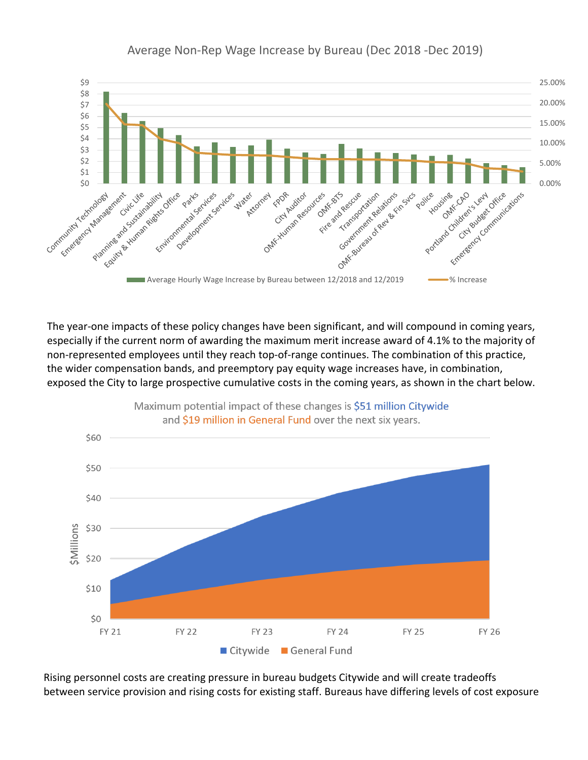Average Non-Rep Wage Increase by Bureau (Dec 2018 -Dec 2019)

The year-one impacts of these policy changes have been significant, and will compound in coming years, especially if the current norm of awarding the maximum merit increase award of 4.1% to the majority of non-represented employees until they reach top-of-range continues. The combination of this practice, the wider compensation bands, and preemptory pay equity wage increases have, in combination, exposed the City to large prospective cumulative costs in the coming years, as shown in the chart below.

Maximum potential impact of these changes is $51 million Citywide and $19 million in General Fund over the next six years.

Rising personnel costs are creating pressure in bureau budgets Citywide and will create tradeoffs between service provision and rising costs for existing staff. Bureaus have differing levels of cost exposure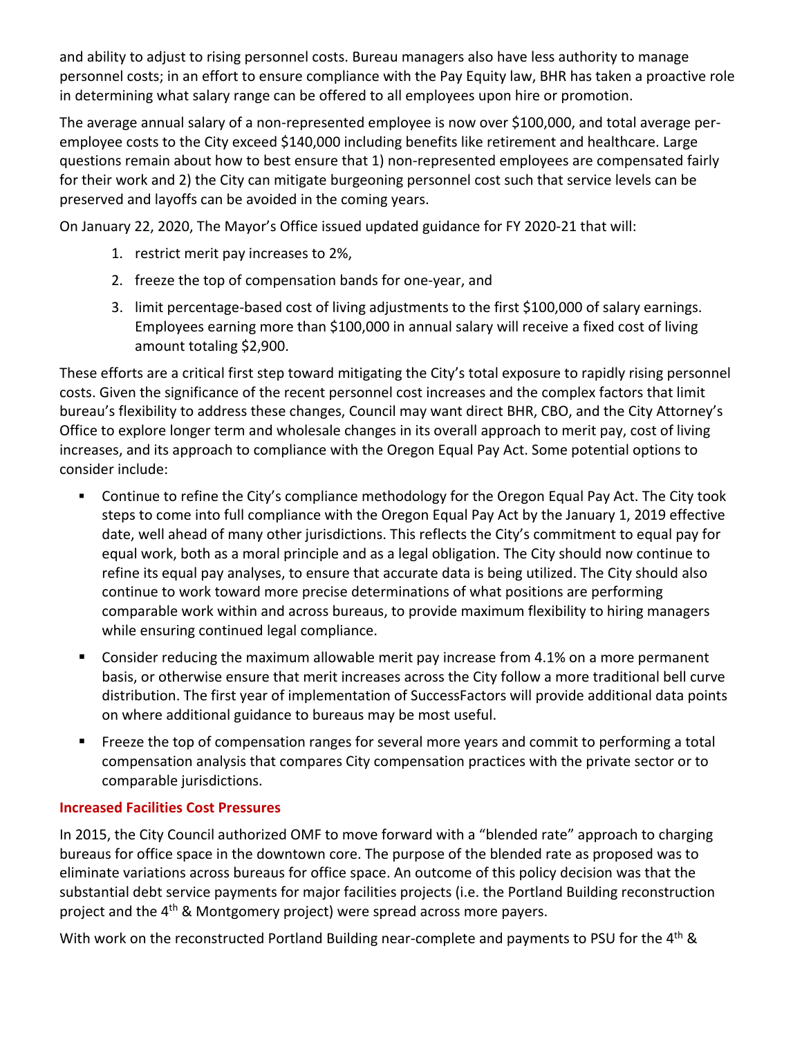and ability to adjust to rising personnel costs. Bureau managers also have less authority to manage personnel costs; in an effort to ensure compliance with the Pay Equity law, BHR has taken a proactive role in determining what salary range can be offered to all employees upon hire or promotion.

The average annual salary of a non-represented employee is now over $100,000, and total average per-employee costs to the City exceed $140,000 including benefits like retirement and healthcare. Large questions remain about how to best ensure that 1) non-represented employees are compensated fairly for their work and 2) the City can mitigate burgeoning personnel cost such that service levels can be preserved and layoffs can be avoided in the coming years.

On January 22, 2020, The Mayor's Office issued updated guidance for FY 2020-21 that will:

1. restrict merit pay increases to 2%,
2. freeze the top of compensation bands for one-year, and
3. limit percentage-based cost of living adjustments to the first $100,000 of salary earnings. Employees earning more than $100,000 in annual salary will receive a fixed cost of living amount totaling $2,900.

These efforts are a critical first step toward mitigating the City's total exposure to rapidly rising personnel costs. Given the significance of the recent personnel cost increases and the complex factors that limit bureau's flexibility to address these changes, Council may want direct BHR, CBO, and the City Attorney's Office to explore longer term and wholesale changes in its overall approach to merit pay, cost of living increases, and its approach to compliance with the Oregon Equal Pay Act. Some potential options to consider include:

- Continue to refine the City's compliance methodology for the Oregon Equal Pay Act. The City took steps to come into full compliance with the Oregon Equal Pay Act by the January 1, 2019 effective date, well ahead of many other jurisdictions. This reflects the City's commitment to equal pay for equal work, both as a moral principle and as a legal obligation. The City should now continue to refine its equal pay analyses, to ensure that accurate data is being utilized. The City should also continue to work toward more precise determinations of what positions are performing comparable work within and across bureaus, to provide maximum flexibility to hiring managers while ensuring continued legal compliance.
- Consider reducing the maximum allowable merit pay increase from 4.1% on a more permanent basis, or otherwise ensure that merit increases across the City follow a more traditional bell curve distribution. The first year of implementation of SuccessFactors will provide additional data points on where additional guidance to bureaus may be most useful.
- Freeze the top of compensation ranges for several more years and commit to performing a total compensation analysis that compares City compensation practices with the private sector or to comparable jurisdictions.

### Increased Facilities Cost Pressures

In 2015, the City Council authorized OMF to move forward with a "blended rate" approach to charging bureaus for office space in the downtown core. The purpose of the blended rate as proposed was to eliminate variations across bureaus for office space. An outcome of this policy decision was that the substantial debt service payments for major facilities projects (i.e. the Portland Building reconstruction project and the 4th & Montgomery project) were spread across more payers.

With work on the reconstructed Portland Building near-complete and payments to PSU for the 4th &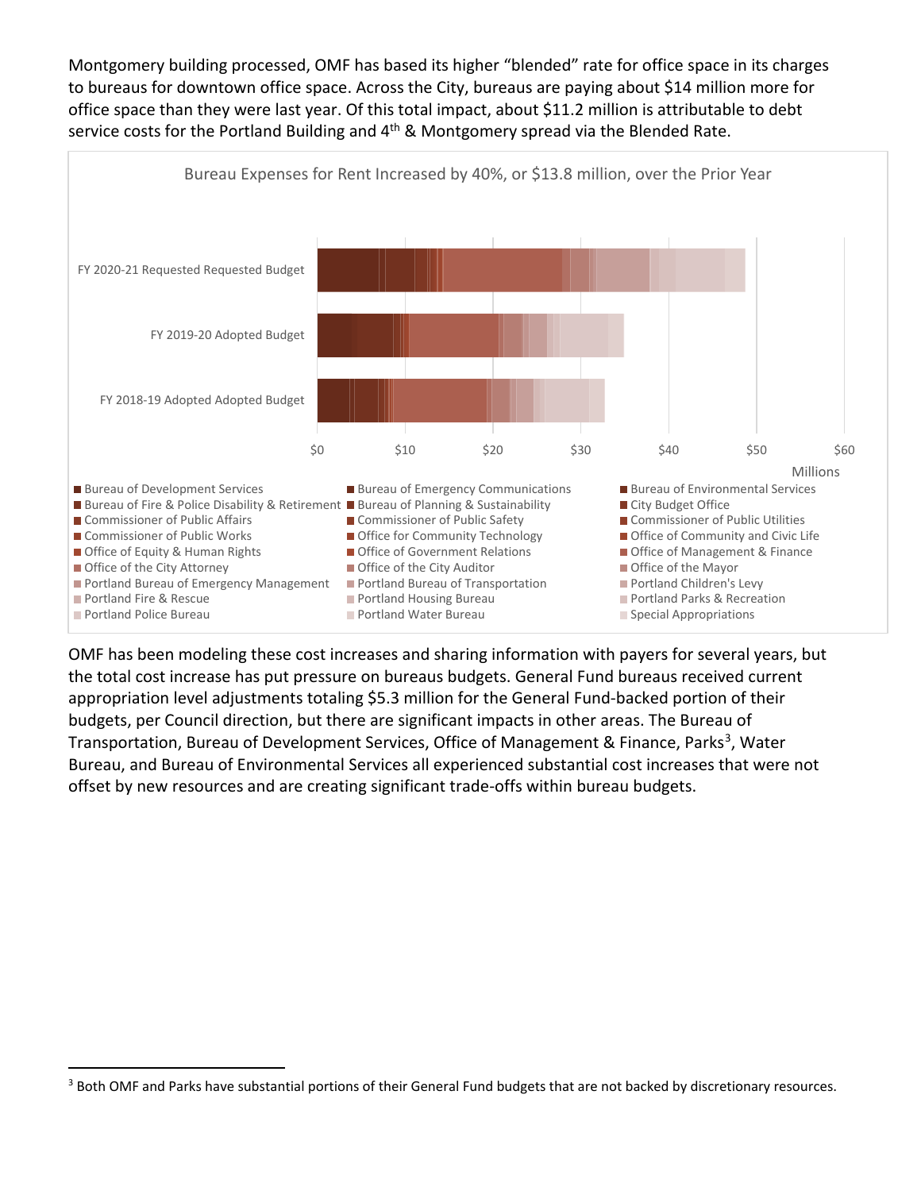Montgomery building processed, OMF has based its higher "blended" rate for office space in its charges to bureaus for downtown office space. Across the City, bureaus are paying about $14 million more for office space than they were last year. Of this total impact, about $11.2 million is attributable to debt service costs for the Portland Building and 4th & Montgomery spread via the Blended Rate.

Bureau Expenses for Rent Increased by 40%, or $13.8 million, over the Prior Year

FY 2020-21 Requested Requested Budget
FY 2019-20 Adopted Budget
FY 2018-19 Adopted Adopted Budget

$0 $10 $20 $30 $40 $50 $60
Millions

- Bureau of Development Services
- Bureau of Emergency Communications
- Bureau of Environmental Services
- Bureau of Fire & Police Disability & Retirement
- Bureau of Planning & Sustainability
- City Budget Office
- Commissioner of Public Affairs
- Commissioner of Public Safety
- Commissioner of Public Utilities
- Commissioner of Public Works
- Office for Community Technology
- Office of Community and Civic Life
- Office of Equity & Human Rights
- Office of Government Relations
- Office of Management & Finance
- Office of the City Attorney
- Office of the City Auditor
- Office of the Mayor
- Portland Bureau of Emergency Management
- Portland Bureau of Transportation
- Portland Children's Levy
- Portland Fire & Rescue
- Portland Housing Bureau
- Portland Parks & Recreation
- Portland Police Bureau
- Portland Water Bureau
- Special Appropriations

OMF has been modeling these cost increases and sharing information with payers for several years, but the total cost increase has put pressure on bureaus budgets. General Fund bureaus received current appropriation level adjustments totaling $5.3 million for the General Fund-backed portion of their budgets, per Council direction, but there are significant impacts in other areas. The Bureau of Transportation, Bureau of Development Services, Office of Management & Finance, Parks[3], Water Bureau, and Bureau of Environmental Services all experienced substantial cost increases that were not offset by new resources and are creating significant trade-offs within bureau budgets.

[3] Both OMF and Parks have substantial portions of their General Fund budgets that are not backed by discretionary resources.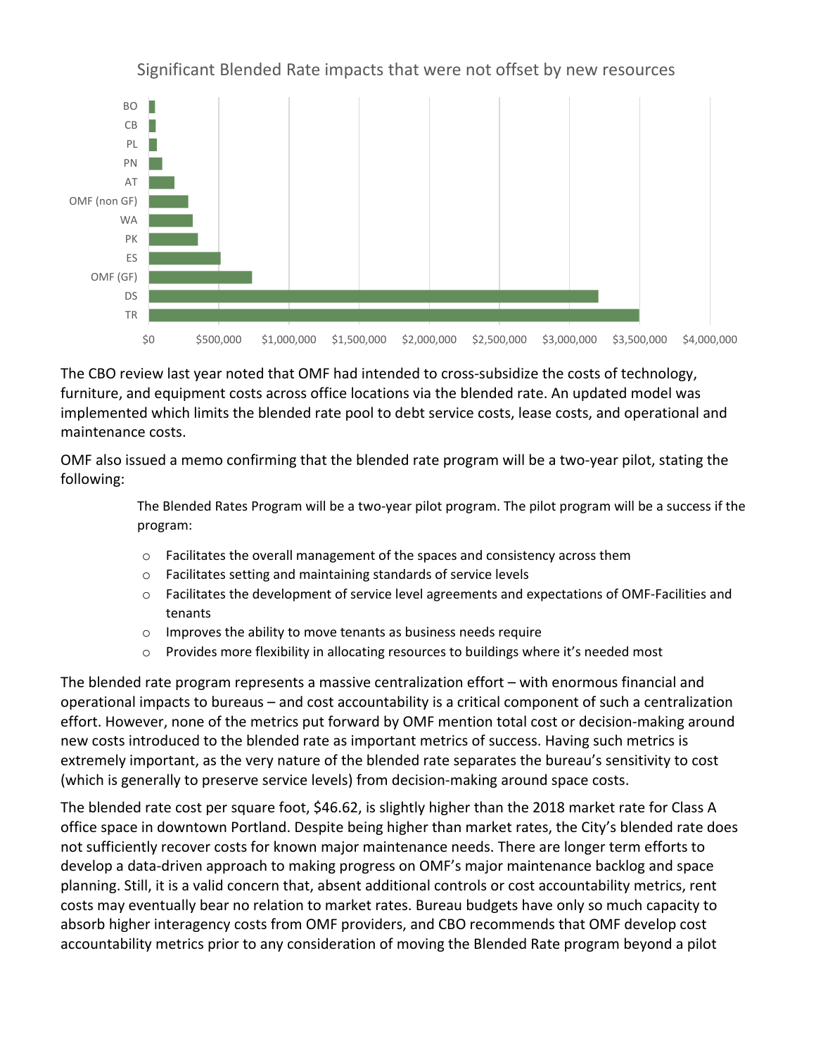Significant Blended Rate impacts that were not offset by new resources

The CBO review last year noted that OMF had intended to cross-subsidize the costs of technology, furniture, and equipment costs across office locations via the blended rate. An updated model was implemented which limits the blended rate pool to debt service costs, lease costs, and operational and maintenance costs.

OMF also issued a memo confirming that the blended rate program will be a two-year pilot, stating the following:

> The Blended Rates Program will be a two-year pilot program. The pilot program will be a success if the program:
>
> - Facilitates the overall management of the spaces and consistency across them
> - Facilitates setting and maintaining standards of service levels
> - Facilitates the development of service level agreements and expectations of OMF-Facilities and tenants
> - Improves the ability to move tenants as business needs require
> - Provides more flexibility in allocating resources to buildings where it's needed most

The blended rate program represents a massive centralization effort – with enormous financial and operational impacts to bureaus – and cost accountability is a critical component of such a centralization effort. However, none of the metrics put forward by OMF mention total cost or decision-making around new costs introduced to the blended rate as important metrics of success. Having such metrics is extremely important, as the very nature of the blended rate separates the bureau's sensitivity to cost (which is generally to preserve service levels) from decision-making around space costs.

The blended rate cost per square foot, $46.62, is slightly higher than the 2018 market rate for Class A office space in downtown Portland. Despite being higher than market rates, the City's blended rate does not sufficiently recover costs for known major maintenance needs. There are longer term efforts to develop a data-driven approach to making progress on OMF's major maintenance backlog and space planning. Still, it is a valid concern that, absent additional controls or cost accountability metrics, rent costs may eventually bear no relation to market rates. Bureau budgets have only so much capacity to absorb higher interagency costs from OMF providers, and CBO recommends that OMF develop cost accountability metrics prior to any consideration of moving the Blended Rate program beyond a pilot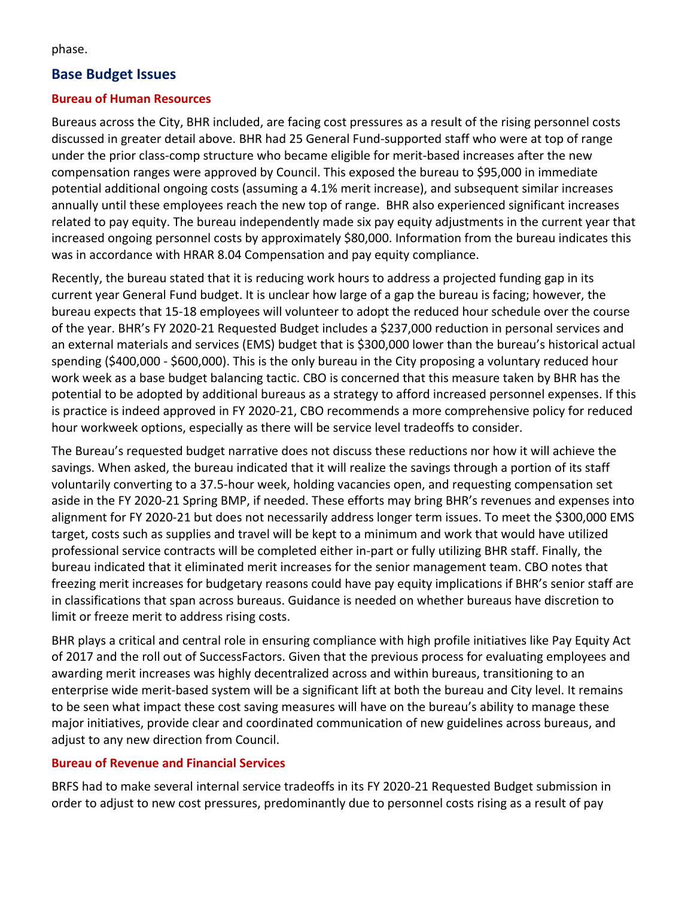phase.

## Base Budget Issues

### Bureau of Human Resources

Bureaus across the City, BHR included, are facing cost pressures as a result of the rising personnel costs discussed in greater detail above. BHR had 25 General Fund-supported staff who were at top of range under the prior class-comp structure who became eligible for merit-based increases after the new compensation ranges were approved by Council. This exposed the bureau to $95,000 in immediate potential additional ongoing costs (assuming a 4.1% merit increase), and subsequent similar increases annually until these employees reach the new top of range. BHR also experienced significant increases related to pay equity. The bureau independently made six pay equity adjustments in the current year that increased ongoing personnel costs by approximately $80,000. Information from the bureau indicates this was in accordance with HRAR 8.04 Compensation and pay equity compliance.

Recently, the bureau stated that it is reducing work hours to address a projected funding gap in its current year General Fund budget. It is unclear how large of a gap the bureau is facing; however, the bureau expects that 15-18 employees will volunteer to adopt the reduced hour schedule over the course of the year. BHR's FY 2020-21 Requested Budget includes a $237,000 reduction in personal services and an external materials and services (EMS) budget that is $300,000 lower than the bureau's historical actual spending ($400,000 - $600,000). This is the only bureau in the City proposing a voluntary reduced hour work week as a base budget balancing tactic. CBO is concerned that this measure taken by BHR has the potential to be adopted by additional bureaus as a strategy to afford increased personnel expenses. If this is practice is indeed approved in FY 2020-21, CBO recommends a more comprehensive policy for reduced hour workweek options, especially as there will be service level tradeoffs to consider.

The Bureau's requested budget narrative does not discuss these reductions nor how it will achieve the savings. When asked, the bureau indicated that it will realize the savings through a portion of its staff voluntarily converting to a 37.5-hour week, holding vacancies open, and requesting compensation set aside in the FY 2020-21 Spring BMP, if needed. These efforts may bring BHR's revenues and expenses into alignment for FY 2020-21 but does not necessarily address longer term issues. To meet the $300,000 EMS target, costs such as supplies and travel will be kept to a minimum and work that would have utilized professional service contracts will be completed either in-part or fully utilizing BHR staff. Finally, the bureau indicated that it eliminated merit increases for the senior management team. CBO notes that freezing merit increases for budgetary reasons could have pay equity implications if BHR's senior staff are in classifications that span across bureaus. Guidance is needed on whether bureaus have discretion to limit or freeze merit to address rising costs.

BHR plays a critical and central role in ensuring compliance with high profile initiatives like Pay Equity Act of 2017 and the roll out of SuccessFactors. Given that the previous process for evaluating employees and awarding merit increases was highly decentralized across and within bureaus, transitioning to an enterprise wide merit-based system will be a significant lift at both the bureau and City level. It remains to be seen what impact these cost saving measures will have on the bureau's ability to manage these major initiatives, provide clear and coordinated communication of new guidelines across bureaus, and adjust to any new direction from Council.

### Bureau of Revenue and Financial Services

BRFS had to make several internal service tradeoffs in its FY 2020-21 Requested Budget submission in order to adjust to new cost pressures, predominantly due to personnel costs rising as a result of pay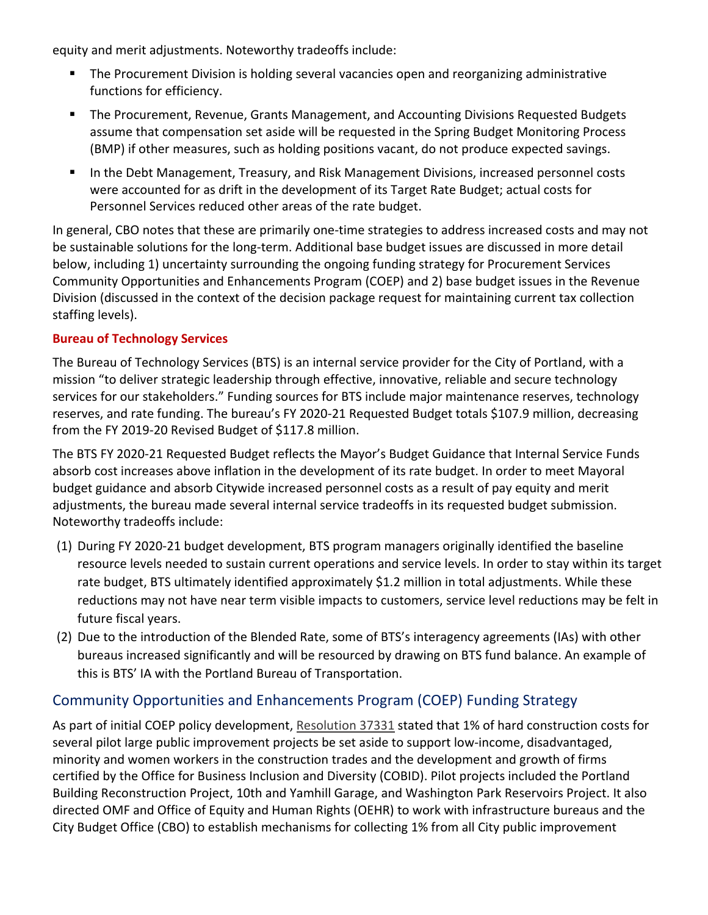equity and merit adjustments. Noteworthy tradeoffs include:

- The Procurement Division is holding several vacancies open and reorganizing administrative functions for efficiency.
- The Procurement, Revenue, Grants Management, and Accounting Divisions Requested Budgets assume that compensation set aside will be requested in the Spring Budget Monitoring Process (BMP) if other measures, such as holding positions vacant, do not produce expected savings.
- In the Debt Management, Treasury, and Risk Management Divisions, increased personnel costs were accounted for as drift in the development of its Target Rate Budget; actual costs for Personnel Services reduced other areas of the rate budget.

In general, CBO notes that these are primarily one-time strategies to address increased costs and may not be sustainable solutions for the long-term. Additional base budget issues are discussed in more detail below, including 1) uncertainty surrounding the ongoing funding strategy for Procurement Services Community Opportunities and Enhancements Program (COEP) and 2) base budget issues in the Revenue Division (discussed in the context of the decision package request for maintaining current tax collection staffing levels).

**Bureau of Technology Services**

The Bureau of Technology Services (BTS) is an internal service provider for the City of Portland, with a mission "to deliver strategic leadership through effective, innovative, reliable and secure technology services for our stakeholders." Funding sources for BTS include major maintenance reserves, technology reserves, and rate funding. The bureau's FY 2020-21 Requested Budget totals $107.9 million, decreasing from the FY 2019-20 Revised Budget of $117.8 million.

The BTS FY 2020-21 Requested Budget reflects the Mayor's Budget Guidance that Internal Service Funds absorb cost increases above inflation in the development of its rate budget. In order to meet Mayoral budget guidance and absorb Citywide increased personnel costs as a result of pay equity and merit adjustments, the bureau made several internal service tradeoffs in its requested budget submission. Noteworthy tradeoffs include:

(1) During FY 2020-21 budget development, BTS program managers originally identified the baseline resource levels needed to sustain current operations and service levels. In order to stay within its target rate budget, BTS ultimately identified approximately $1.2 million in total adjustments. While these reductions may not have near term visible impacts to customers, service level reductions may be felt in future fiscal years.

(2) Due to the introduction of the Blended Rate, some of BTS's interagency agreements (IAs) with other bureaus increased significantly and will be resourced by drawing on BTS fund balance. An example of this is BTS' IA with the Portland Bureau of Transportation.

## Community Opportunities and Enhancements Program (COEP) Funding Strategy

As part of initial COEP policy development, Resolution 37331 stated that 1% of hard construction costs for several pilot large public improvement projects be set aside to support low-income, disadvantaged, minority and women workers in the construction trades and the development and growth of firms certified by the Office for Business Inclusion and Diversity (COBID). Pilot projects included the Portland Building Reconstruction Project, 10th and Yamhill Garage, and Washington Park Reservoirs Project. It also directed OMF and Office of Equity and Human Rights (OEHR) to work with infrastructure bureaus and the City Budget Office (CBO) to establish mechanisms for collecting 1% from all City public improvement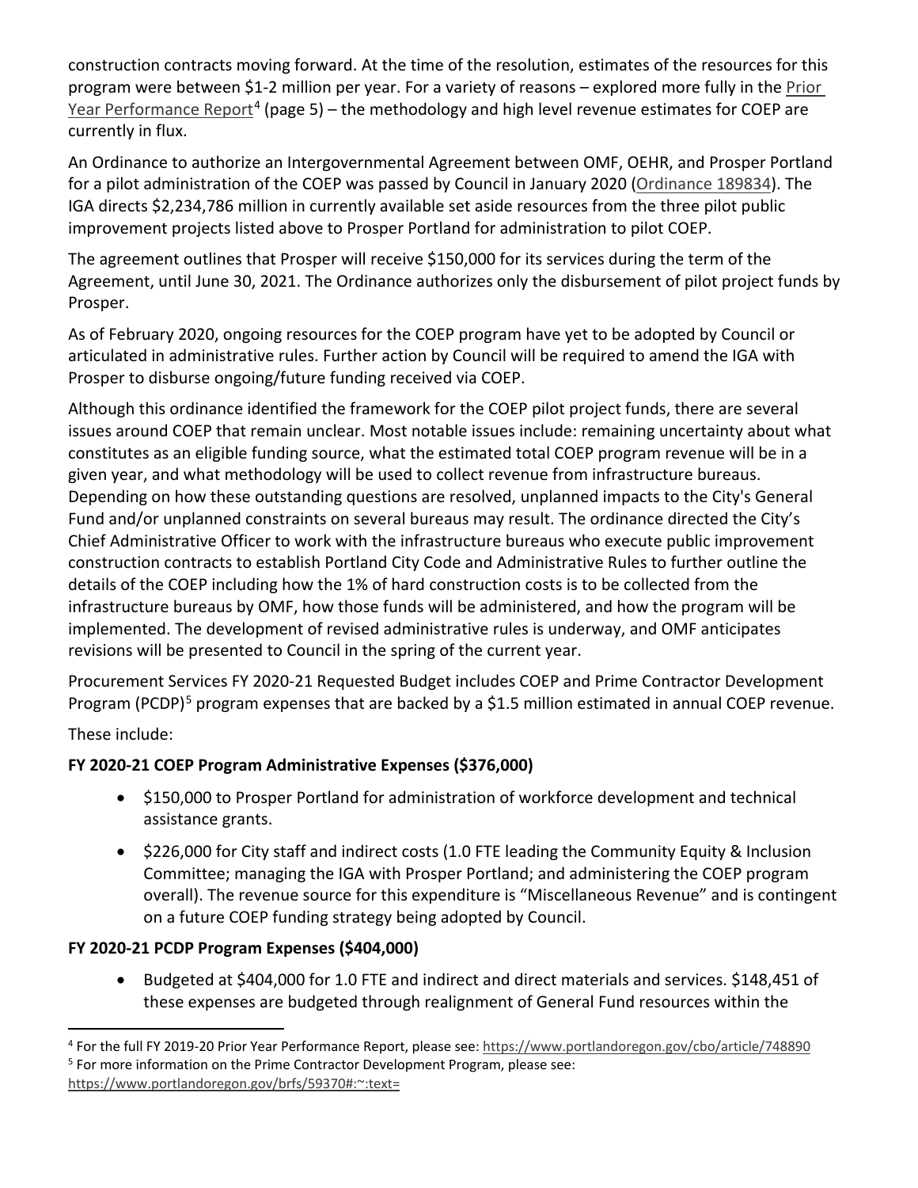construction contracts moving forward. At the time of the resolution, estimates of the resources for this program were between $1-2 million per year. For a variety of reasons – explored more fully in the Prior Year Performance Report[4] (page 5) – the methodology and high level revenue estimates for COEP are currently in flux.

An Ordinance to authorize an Intergovernmental Agreement between OMF, OEHR, and Prosper Portland for a pilot administration of the COEP was passed by Council in January 2020 (Ordinance 189834). The IGA directs $2,234,786 million in currently available set aside resources from the three pilot public improvement projects listed above to Prosper Portland for administration to pilot COEP.

The agreement outlines that Prosper will receive $150,000 for its services during the term of the Agreement, until June 30, 2021. The Ordinance authorizes only the disbursement of pilot project funds by Prosper.

As of February 2020, ongoing resources for the COEP program have yet to be adopted by Council or articulated in administrative rules. Further action by Council will be required to amend the IGA with Prosper to disburse ongoing/future funding received via COEP.

Although this ordinance identified the framework for the COEP pilot project funds, there are several issues around COEP that remain unclear. Most notable issues include: remaining uncertainty about what constitutes as an eligible funding source, what the estimated total COEP program revenue will be in a given year, and what methodology will be used to collect revenue from infrastructure bureaus. Depending on how these outstanding questions are resolved, unplanned impacts to the City's General Fund and/or unplanned constraints on several bureaus may result. The ordinance directed the City's Chief Administrative Officer to work with the infrastructure bureaus who execute public improvement construction contracts to establish Portland City Code and Administrative Rules to further outline the details of the COEP including how the 1% of hard construction costs is to be collected from the infrastructure bureaus by OMF, how those funds will be administered, and how the program will be implemented. The development of revised administrative rules is underway, and OMF anticipates revisions will be presented to Council in the spring of the current year.

Procurement Services FY 2020-21 Requested Budget includes COEP and Prime Contractor Development Program (PCDP)[5] program expenses that are backed by a $1.5 million estimated in annual COEP revenue.

These include:

**FY 2020-21 COEP Program Administrative Expenses ($376,000)**

- $150,000 to Prosper Portland for administration of workforce development and technical assistance grants.
- $226,000 for City staff and indirect costs (1.0 FTE leading the Community Equity & Inclusion Committee; managing the IGA with Prosper Portland; and administering the COEP program overall). The revenue source for this expenditure is "Miscellaneous Revenue" and is contingent on a future COEP funding strategy being adopted by Council.

**FY 2020-21 PCDP Program Expenses ($404,000)**

- Budgeted at $404,000 for 1.0 FTE and indirect and direct materials and services. $148,451 of these expenses are budgeted through realignment of General Fund resources within the

[4] For the full FY 2019-20 Prior Year Performance Report, please see: https://www.portlandoregon.gov/cbo/article/748890

[5] For more information on the Prime Contractor Development Program, please see: https://www.portlandoregon.gov/brfs/59370#:~:text=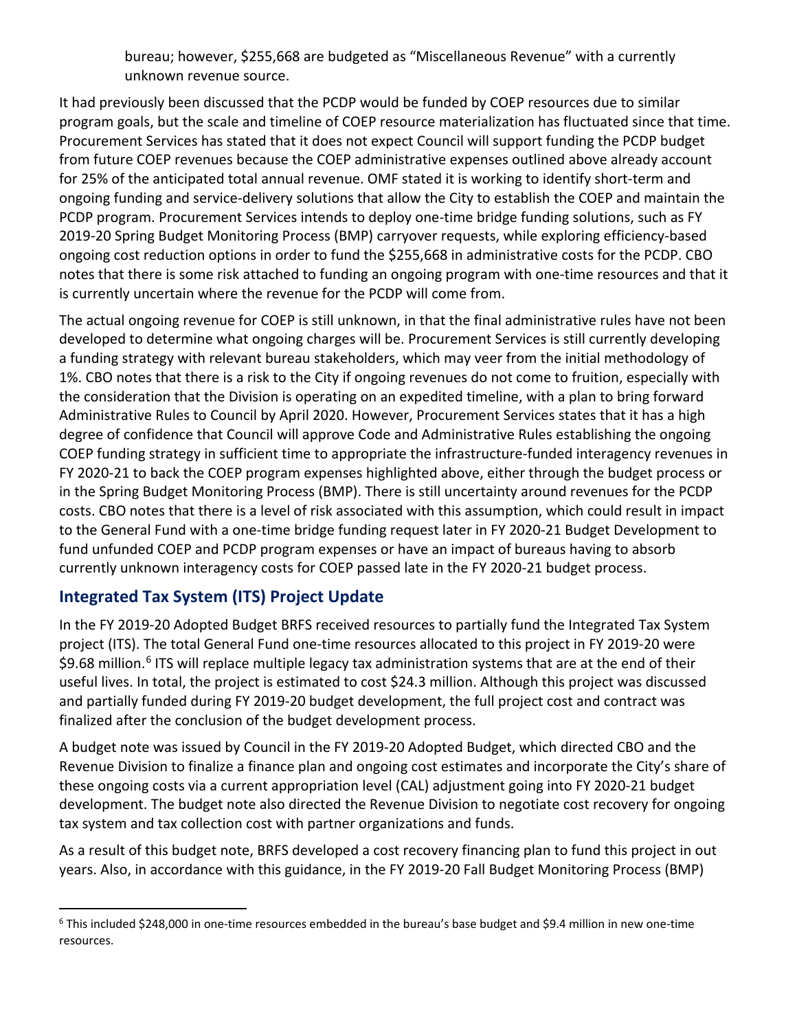bureau; however, $255,668 are budgeted as "Miscellaneous Revenue" with a currently unknown revenue source.

It had previously been discussed that the PCDP would be funded by COEP resources due to similar program goals, but the scale and timeline of COEP resource materialization has fluctuated since that time. Procurement Services has stated that it does not expect Council will support funding the PCDP budget from future COEP revenues because the COEP administrative expenses outlined above already account for 25% of the anticipated total annual revenue. OMF stated it is working to identify short-term and ongoing funding and service-delivery solutions that allow the City to establish the COEP and maintain the PCDP program. Procurement Services intends to deploy one-time bridge funding solutions, such as FY 2019-20 Spring Budget Monitoring Process (BMP) carryover requests, while exploring efficiency-based ongoing cost reduction options in order to fund the $255,668 in administrative costs for the PCDP. CBO notes that there is some risk attached to funding an ongoing program with one-time resources and that it is currently uncertain where the revenue for the PCDP will come from.

The actual ongoing revenue for COEP is still unknown, in that the final administrative rules have not been developed to determine what ongoing charges will be. Procurement Services is still currently developing a funding strategy with relevant bureau stakeholders, which may veer from the initial methodology of 1%. CBO notes that there is a risk to the City if ongoing revenues do not come to fruition, especially with the consideration that the Division is operating on an expedited timeline, with a plan to bring forward Administrative Rules to Council by April 2020. However, Procurement Services states that it has a high degree of confidence that Council will approve Code and Administrative Rules establishing the ongoing COEP funding strategy in sufficient time to appropriate the infrastructure-funded interagency revenues in FY 2020-21 to back the COEP program expenses highlighted above, either through the budget process or in the Spring Budget Monitoring Process (BMP). There is still uncertainty around revenues for the PCDP costs. CBO notes that there is a level of risk associated with this assumption, which could result in impact to the General Fund with a one-time bridge funding request later in FY 2020-21 Budget Development to fund unfunded COEP and PCDP program expenses or have an impact of bureaus having to absorb currently unknown interagency costs for COEP passed late in the FY 2020-21 budget process.

## Integrated Tax System (ITS) Project Update

In the FY 2019-20 Adopted Budget BRFS received resources to partially fund the Integrated Tax System project (ITS). The total General Fund one-time resources allocated to this project in FY 2019-20 were $9.68 million.[6] ITS will replace multiple legacy tax administration systems that are at the end of their useful lives. In total, the project is estimated to cost $24.3 million. Although this project was discussed and partially funded during FY 2019-20 budget development, the full project cost and contract was finalized after the conclusion of the budget development process.

A budget note was issued by Council in the FY 2019-20 Adopted Budget, which directed CBO and the Revenue Division to finalize a finance plan and ongoing cost estimates and incorporate the City's share of these ongoing costs via a current appropriation level (CAL) adjustment going into FY 2020-21 budget development. The budget note also directed the Revenue Division to negotiate cost recovery for ongoing tax system and tax collection cost with partner organizations and funds.

As a result of this budget note, BRFS developed a cost recovery financing plan to fund this project in out years. Also, in accordance with this guidance, in the FY 2019-20 Fall Budget Monitoring Process (BMP)

[6] This included $248,000 in one-time resources embedded in the bureau's base budget and $9.4 million in new one-time resources.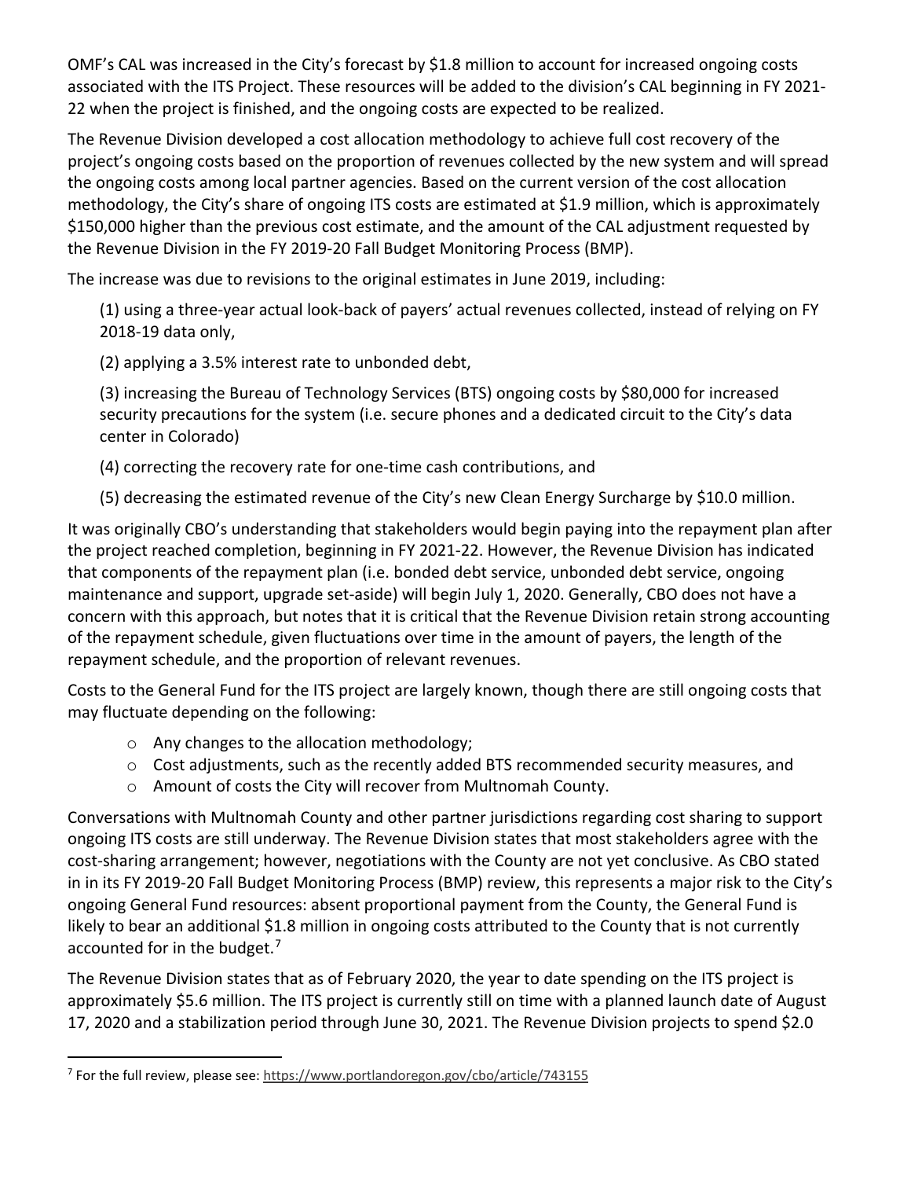OMF's CAL was increased in the City's forecast by $1.8 million to account for increased ongoing costs associated with the ITS Project. These resources will be added to the division's CAL beginning in FY 2021-22 when the project is finished, and the ongoing costs are expected to be realized.

The Revenue Division developed a cost allocation methodology to achieve full cost recovery of the project's ongoing costs based on the proportion of revenues collected by the new system and will spread the ongoing costs among local partner agencies. Based on the current version of the cost allocation methodology, the City's share of ongoing ITS costs are estimated at $1.9 million, which is approximately $150,000 higher than the previous cost estimate, and the amount of the CAL adjustment requested by the Revenue Division in the FY 2019-20 Fall Budget Monitoring Process (BMP).

The increase was due to revisions to the original estimates in June 2019, including:

(1) using a three-year actual look-back of payers' actual revenues collected, instead of relying on FY 2018-19 data only,

(2) applying a 3.5% interest rate to unbonded debt,

(3) increasing the Bureau of Technology Services (BTS) ongoing costs by $80,000 for increased security precautions for the system (i.e. secure phones and a dedicated circuit to the City's data center in Colorado)

(4) correcting the recovery rate for one-time cash contributions, and

(5) decreasing the estimated revenue of the City's new Clean Energy Surcharge by $10.0 million.

It was originally CBO's understanding that stakeholders would begin paying into the repayment plan after the project reached completion, beginning in FY 2021-22. However, the Revenue Division has indicated that components of the repayment plan (i.e. bonded debt service, unbonded debt service, ongoing maintenance and support, upgrade set-aside) will begin July 1, 2020. Generally, CBO does not have a concern with this approach, but notes that it is critical that the Revenue Division retain strong accounting of the repayment schedule, given fluctuations over time in the amount of payers, the length of the repayment schedule, and the proportion of relevant revenues.

Costs to the General Fund for the ITS project are largely known, though there are still ongoing costs that may fluctuate depending on the following:

- Any changes to the allocation methodology;
- Cost adjustments, such as the recently added BTS recommended security measures, and
- Amount of costs the City will recover from Multnomah County.

Conversations with Multnomah County and other partner jurisdictions regarding cost sharing to support ongoing ITS costs are still underway. The Revenue Division states that most stakeholders agree with the cost-sharing arrangement; however, negotiations with the County are not yet conclusive. As CBO stated in in its FY 2019-20 Fall Budget Monitoring Process (BMP) review, this represents a major risk to the City's ongoing General Fund resources: absent proportional payment from the County, the General Fund is likely to bear an additional $1.8 million in ongoing costs attributed to the County that is not currently accounted for in the budget.[7]

The Revenue Division states that as of February 2020, the year to date spending on the ITS project is approximately $5.6 million. The ITS project is currently still on time with a planned launch date of August 17, 2020 and a stabilization period through June 30, 2021. The Revenue Division projects to spend $2.0

[7] For the full review, please see: https://www.portlandoregon.gov/cbo/article/743155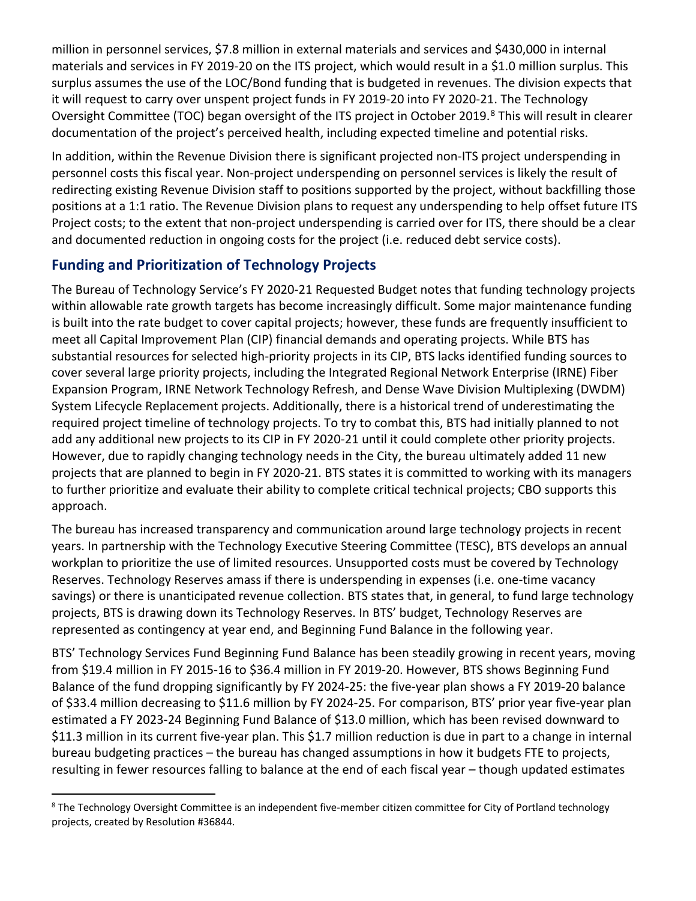million in personnel services, $7.8 million in external materials and services and $430,000 in internal materials and services in FY 2019-20 on the ITS project, which would result in a $1.0 million surplus. This surplus assumes the use of the LOC/Bond funding that is budgeted in revenues. The division expects that it will request to carry over unspent project funds in FY 2019-20 into FY 2020-21. The Technology Oversight Committee (TOC) began oversight of the ITS project in October 2019.[8] This will result in clearer documentation of the project's perceived health, including expected timeline and potential risks.

In addition, within the Revenue Division there is significant projected non-ITS project underspending in personnel costs this fiscal year. Non-project underspending on personnel services is likely the result of redirecting existing Revenue Division staff to positions supported by the project, without backfilling those positions at a 1:1 ratio. The Revenue Division plans to request any underspending to help offset future ITS Project costs; to the extent that non-project underspending is carried over for ITS, there should be a clear and documented reduction in ongoing costs for the project (i.e. reduced debt service costs).

## Funding and Prioritization of Technology Projects

The Bureau of Technology Service's FY 2020-21 Requested Budget notes that funding technology projects within allowable rate growth targets has become increasingly difficult. Some major maintenance funding is built into the rate budget to cover capital projects; however, these funds are frequently insufficient to meet all Capital Improvement Plan (CIP) financial demands and operating projects. While BTS has substantial resources for selected high-priority projects in its CIP, BTS lacks identified funding sources to cover several large priority projects, including the Integrated Regional Network Enterprise (IRNE) Fiber Expansion Program, IRNE Network Technology Refresh, and Dense Wave Division Multiplexing (DWDM) System Lifecycle Replacement projects. Additionally, there is a historical trend of underestimating the required project timeline of technology projects. To try to combat this, BTS had initially planned to not add any additional new projects to its CIP in FY 2020-21 until it could complete other priority projects. However, due to rapidly changing technology needs in the City, the bureau ultimately added 11 new projects that are planned to begin in FY 2020-21. BTS states it is committed to working with its managers to further prioritize and evaluate their ability to complete critical technical projects; CBO supports this approach.

The bureau has increased transparency and communication around large technology projects in recent years. In partnership with the Technology Executive Steering Committee (TESC), BTS develops an annual workplan to prioritize the use of limited resources. Unsupported costs must be covered by Technology Reserves. Technology Reserves amass if there is underspending in expenses (i.e. one-time vacancy savings) or there is unanticipated revenue collection. BTS states that, in general, to fund large technology projects, BTS is drawing down its Technology Reserves. In BTS' budget, Technology Reserves are represented as contingency at year end, and Beginning Fund Balance in the following year.

BTS' Technology Services Fund Beginning Fund Balance has been steadily growing in recent years, moving from $19.4 million in FY 2015-16 to $36.4 million in FY 2019-20. However, BTS shows Beginning Fund Balance of the fund dropping significantly by FY 2024-25: the five-year plan shows a FY 2019-20 balance of $33.4 million decreasing to $11.6 million by FY 2024-25. For comparison, BTS' prior year five-year plan estimated a FY 2023-24 Beginning Fund Balance of $13.0 million, which has been revised downward to $11.3 million in its current five-year plan. This $1.7 million reduction is due in part to a change in internal bureau budgeting practices – the bureau has changed assumptions in how it budgets FTE to projects, resulting in fewer resources falling to balance at the end of each fiscal year – though updated estimates

[8] The Technology Oversight Committee is an independent five-member citizen committee for City of Portland technology projects, created by Resolution #36844.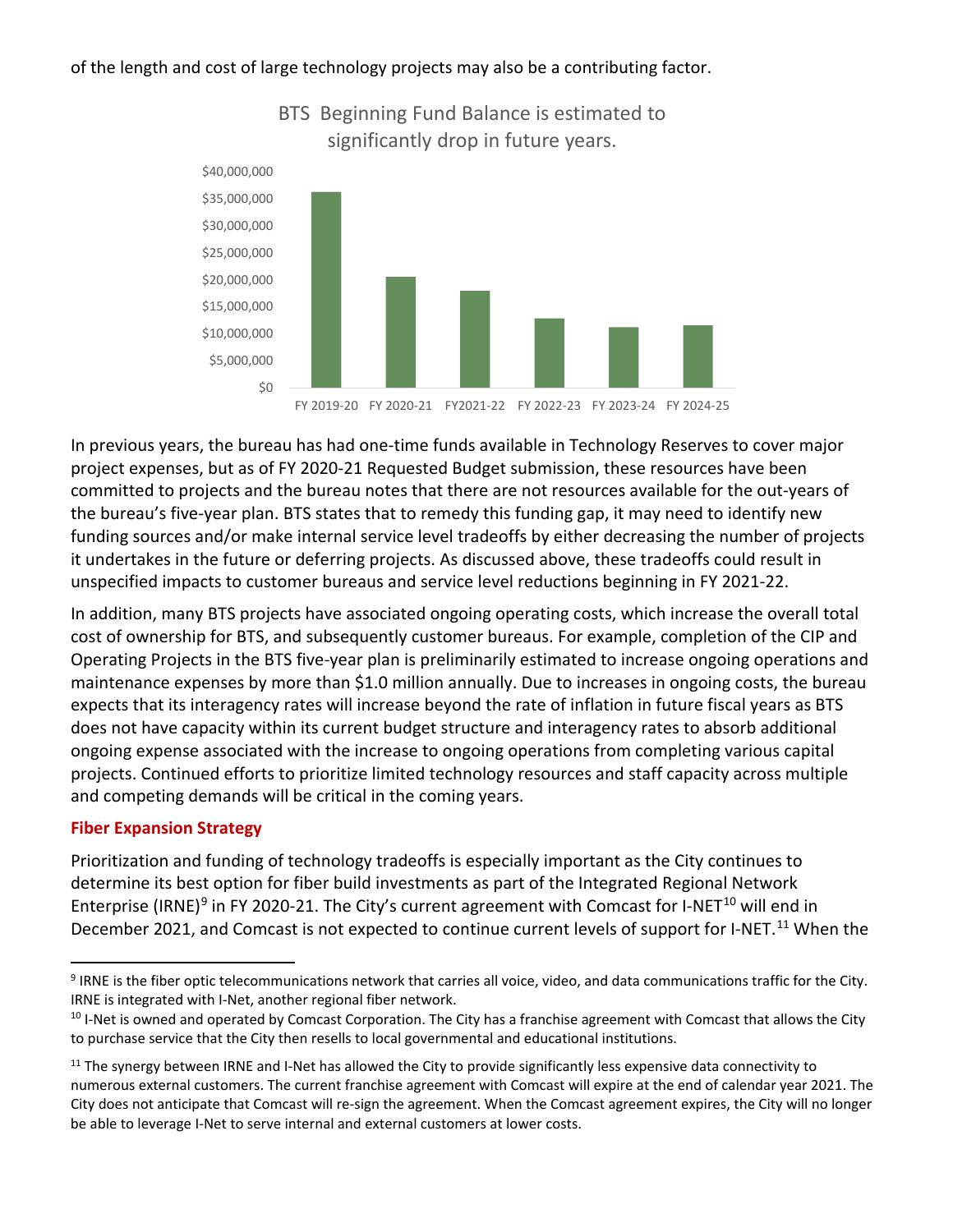of the length and cost of large technology projects may also be a contributing factor.

BTS Beginning Fund Balance is estimated to significantly drop in future years.

In previous years, the bureau has had one-time funds available in Technology Reserves to cover major project expenses, but as of FY 2020-21 Requested Budget submission, these resources have been committed to projects and the bureau notes that there are not resources available for the out-years of the bureau's five-year plan. BTS states that to remedy this funding gap, it may need to identify new funding sources and/or make internal service level tradeoffs by either decreasing the number of projects it undertakes in the future or deferring projects. As discussed above, these tradeoffs could result in unspecified impacts to customer bureaus and service level reductions beginning in FY 2021-22.

In addition, many BTS projects have associated ongoing operating costs, which increase the overall total cost of ownership for BTS, and subsequently customer bureaus. For example, completion of the CIP and Operating Projects in the BTS five-year plan is preliminarily estimated to increase ongoing operations and maintenance expenses by more than $1.0 million annually. Due to increases in ongoing costs, the bureau expects that its interagency rates will increase beyond the rate of inflation in future fiscal years as BTS does not have capacity within its current budget structure and interagency rates to absorb additional ongoing expense associated with the increase to ongoing operations from completing various capital projects. Continued efforts to prioritize limited technology resources and staff capacity across multiple and competing demands will be critical in the coming years.

### Fiber Expansion Strategy

Prioritization and funding of technology tradeoffs is especially important as the City continues to determine its best option for fiber build investments as part of the Integrated Regional Network Enterprise (IRNE)[9] in FY 2020-21. The City's current agreement with Comcast for I-NET[10] will end in December 2021, and Comcast is not expected to continue current levels of support for I-NET.[11] When the

---

[9] IRNE is the fiber optic telecommunications network that carries all voice, video, and data communications traffic for the City. IRNE is integrated with I-Net, another regional fiber network.

[10] I-Net is owned and operated by Comcast Corporation. The City has a franchise agreement with Comcast that allows the City to purchase service that the City then resells to local governmental and educational institutions.

[11] The synergy between IRNE and I-Net has allowed the City to provide significantly less expensive data connectivity to numerous external customers. The current franchise agreement with Comcast will expire at the end of calendar year 2021. The City does not anticipate that Comcast will re-sign the agreement. When the Comcast agreement expires, the City will no longer be able to leverage I-Net to serve internal and external customers at lower costs.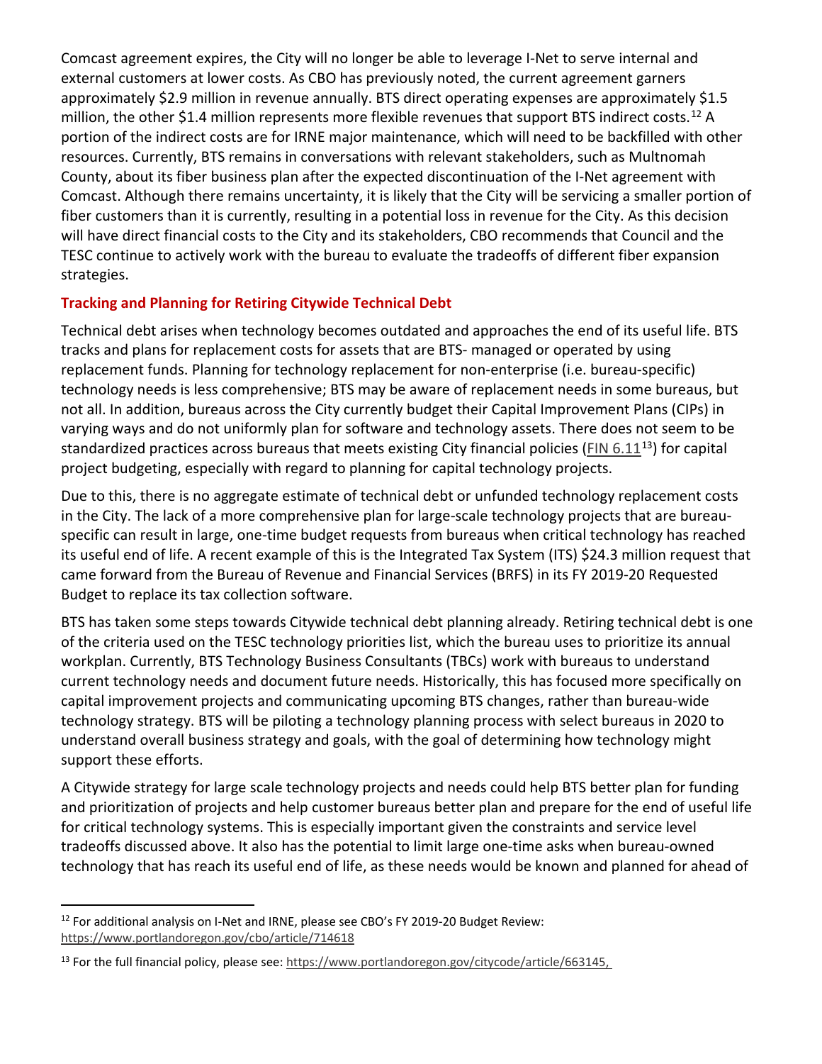Comcast agreement expires, the City will no longer be able to leverage I-Net to serve internal and external customers at lower costs. As CBO has previously noted, the current agreement garners approximately $2.9 million in revenue annually. BTS direct operating expenses are approximately $1.5 million, the other $1.4 million represents more flexible revenues that support BTS indirect costs.[12] A portion of the indirect costs are for IRNE major maintenance, which will need to be backfilled with other resources. Currently, BTS remains in conversations with relevant stakeholders, such as Multnomah County, about its fiber business plan after the expected discontinuation of the I-Net agreement with Comcast. Although there remains uncertainty, it is likely that the City will be servicing a smaller portion of fiber customers than it is currently, resulting in a potential loss in revenue for the City. As this decision will have direct financial costs to the City and its stakeholders, CBO recommends that Council and the TESC continue to actively work with the bureau to evaluate the tradeoffs of different fiber expansion strategies.

### Tracking and Planning for Retiring Citywide Technical Debt

Technical debt arises when technology becomes outdated and approaches the end of its useful life. BTS tracks and plans for replacement costs for assets that are BTS- managed or operated by using replacement funds. Planning for technology replacement for non-enterprise (i.e. bureau-specific) technology needs is less comprehensive; BTS may be aware of replacement needs in some bureaus, but not all. In addition, bureaus across the City currently budget their Capital Improvement Plans (CIPs) in varying ways and do not uniformly plan for software and technology assets. There does not seem to be standardized practices across bureaus that meets existing City financial policies (FIN 6.11[13]) for capital project budgeting, especially with regard to planning for capital technology projects.

Due to this, there is no aggregate estimate of technical debt or unfunded technology replacement costs in the City. The lack of a more comprehensive plan for large-scale technology projects that are bureau-specific can result in large, one-time budget requests from bureaus when critical technology has reached its useful end of life. A recent example of this is the Integrated Tax System (ITS) $24.3 million request that came forward from the Bureau of Revenue and Financial Services (BRFS) in its FY 2019-20 Requested Budget to replace its tax collection software.

BTS has taken some steps towards Citywide technical debt planning already. Retiring technical debt is one of the criteria used on the TESC technology priorities list, which the bureau uses to prioritize its annual workplan. Currently, BTS Technology Business Consultants (TBCs) work with bureaus to understand current technology needs and document future needs. Historically, this has focused more specifically on capital improvement projects and communicating upcoming BTS changes, rather than bureau-wide technology strategy. BTS will be piloting a technology planning process with select bureaus in 2020 to understand overall business strategy and goals, with the goal of determining how technology might support these efforts.

A Citywide strategy for large scale technology projects and needs could help BTS better plan for funding and prioritization of projects and help customer bureaus better plan and prepare for the end of useful life for critical technology systems. This is especially important given the constraints and service level tradeoffs discussed above. It also has the potential to limit large one-time asks when bureau-owned technology that has reach its useful end of life, as these needs would be known and planned for ahead of

---

[12] For additional analysis on I-Net and IRNE, please see CBO's FY 2019-20 Budget Review: https://www.portlandoregon.gov/cbo/article/714618

[13] For the full financial policy, please see: https://www.portlandoregon.gov/citycode/article/663145,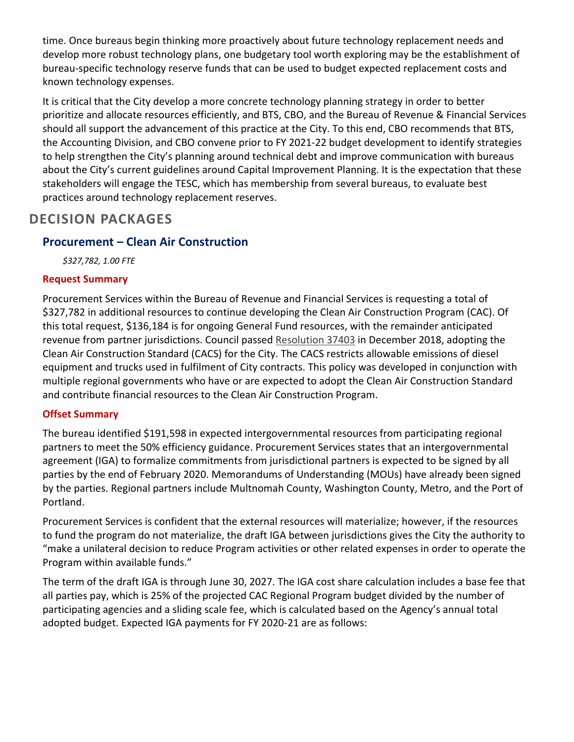time. Once bureaus begin thinking more proactively about future technology replacement needs and develop more robust technology plans, one budgetary tool worth exploring may be the establishment of bureau-specific technology reserve funds that can be used to budget expected replacement costs and known technology expenses.

It is critical that the City develop a more concrete technology planning strategy in order to better prioritize and allocate resources efficiently, and BTS, CBO, and the Bureau of Revenue & Financial Services should all support the advancement of this practice at the City. To this end, CBO recommends that BTS, the Accounting Division, and CBO convene prior to FY 2021-22 budget development to identify strategies to help strengthen the City's planning around technical debt and improve communication with bureaus about the City's current guidelines around Capital Improvement Planning. It is the expectation that these stakeholders will engage the TESC, which has membership from several bureaus, to evaluate best practices around technology replacement reserves.

## DECISION PACKAGES

### Procurement – Clean Air Construction

*$327,782, 1.00 FTE*

#### Request Summary

Procurement Services within the Bureau of Revenue and Financial Services is requesting a total of $327,782 in additional resources to continue developing the Clean Air Construction Program (CAC). Of this total request, $136,184 is for ongoing General Fund resources, with the remainder anticipated revenue from partner jurisdictions. Council passed Resolution 37403 in December 2018, adopting the Clean Air Construction Standard (CACS) for the City. The CACS restricts allowable emissions of diesel equipment and trucks used in fulfilment of City contracts. This policy was developed in conjunction with multiple regional governments who have or are expected to adopt the Clean Air Construction Standard and contribute financial resources to the Clean Air Construction Program.

#### Offset Summary

The bureau identified $191,598 in expected intergovernmental resources from participating regional partners to meet the 50% efficiency guidance. Procurement Services states that an intergovernmental agreement (IGA) to formalize commitments from jurisdictional partners is expected to be signed by all parties by the end of February 2020. Memorandums of Understanding (MOUs) have already been signed by the parties. Regional partners include Multnomah County, Washington County, Metro, and the Port of Portland.

Procurement Services is confident that the external resources will materialize; however, if the resources to fund the program do not materialize, the draft IGA between jurisdictions gives the City the authority to "make a unilateral decision to reduce Program activities or other related expenses in order to operate the Program within available funds."

The term of the draft IGA is through June 30, 2027. The IGA cost share calculation includes a base fee that all parties pay, which is 25% of the projected CAC Regional Program budget divided by the number of participating agencies and a sliding scale fee, which is calculated based on the Agency's annual total adopted budget. Expected IGA payments for FY 2020-21 are as follows: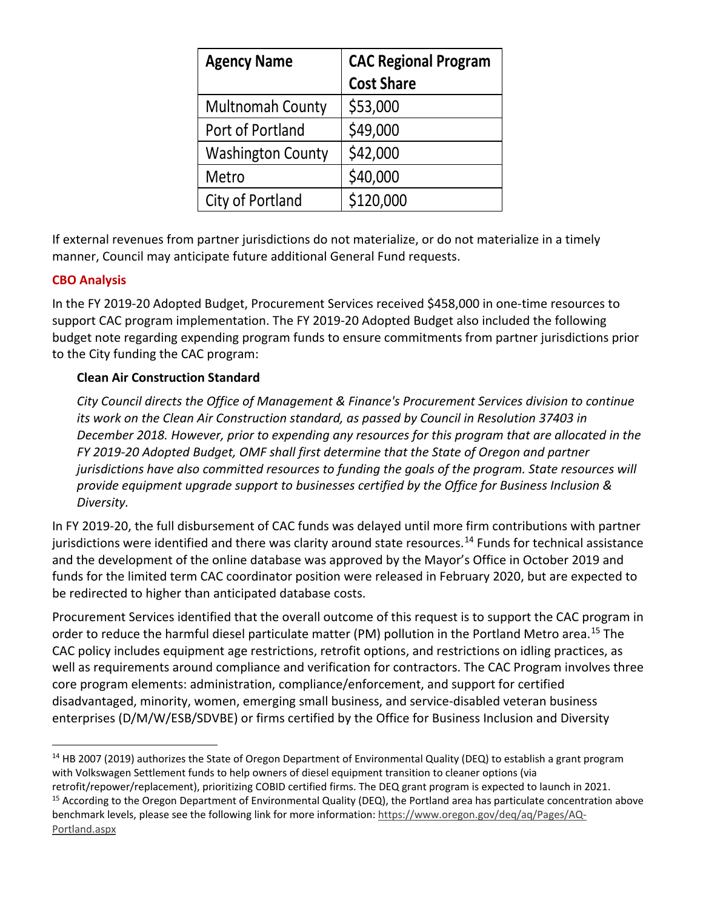| Agency Name | CAC Regional Program Cost Share |
|---|---|
| Multnomah County | $53,000 |
| Port of Portland | $49,000 |
| Washington County | $42,000 |
| Metro | $40,000 |
| City of Portland | $120,000 |

If external revenues from partner jurisdictions do not materialize, or do not materialize in a timely manner, Council may anticipate future additional General Fund requests.

**CBO Analysis**

In the FY 2019-20 Adopted Budget, Procurement Services received $458,000 in one-time resources to support CAC program implementation. The FY 2019-20 Adopted Budget also included the following budget note regarding expending program funds to ensure commitments from partner jurisdictions prior to the City funding the CAC program:

> **Clean Air Construction Standard**
>
> *City Council directs the Office of Management & Finance's Procurement Services division to continue its work on the Clean Air Construction standard, as passed by Council in Resolution 37403 in December 2018. However, prior to expending any resources for this program that are allocated in the FY 2019-20 Adopted Budget, OMF shall first determine that the State of Oregon and partner jurisdictions have also committed resources to funding the goals of the program. State resources will provide equipment upgrade support to businesses certified by the Office for Business Inclusion & Diversity.*

In FY 2019-20, the full disbursement of CAC funds was delayed until more firm contributions with partner jurisdictions were identified and there was clarity around state resources.[14] Funds for technical assistance and the development of the online database was approved by the Mayor's Office in October 2019 and funds for the limited term CAC coordinator position were released in February 2020, but are expected to be redirected to higher than anticipated database costs.

Procurement Services identified that the overall outcome of this request is to support the CAC program in order to reduce the harmful diesel particulate matter (PM) pollution in the Portland Metro area.[15] The CAC policy includes equipment age restrictions, retrofit options, and restrictions on idling practices, as well as requirements around compliance and verification for contractors. The CAC Program involves three core program elements: administration, compliance/enforcement, and support for certified disadvantaged, minority, women, emerging small business, and service-disabled veteran business enterprises (D/M/W/ESB/SDVBE) or firms certified by the Office for Business Inclusion and Diversity

---

[14] HB 2007 (2019) authorizes the State of Oregon Department of Environmental Quality (DEQ) to establish a grant program with Volkswagen Settlement funds to help owners of diesel equipment transition to cleaner options (via retrofit/repower/replacement), prioritizing COBID certified firms. The DEQ grant program is expected to launch in 2021.

[15] According to the Oregon Department of Environmental Quality (DEQ), the Portland area has particulate concentration above benchmark levels, please see the following link for more information: https://www.oregon.gov/deq/aq/Pages/AQ-Portland.aspx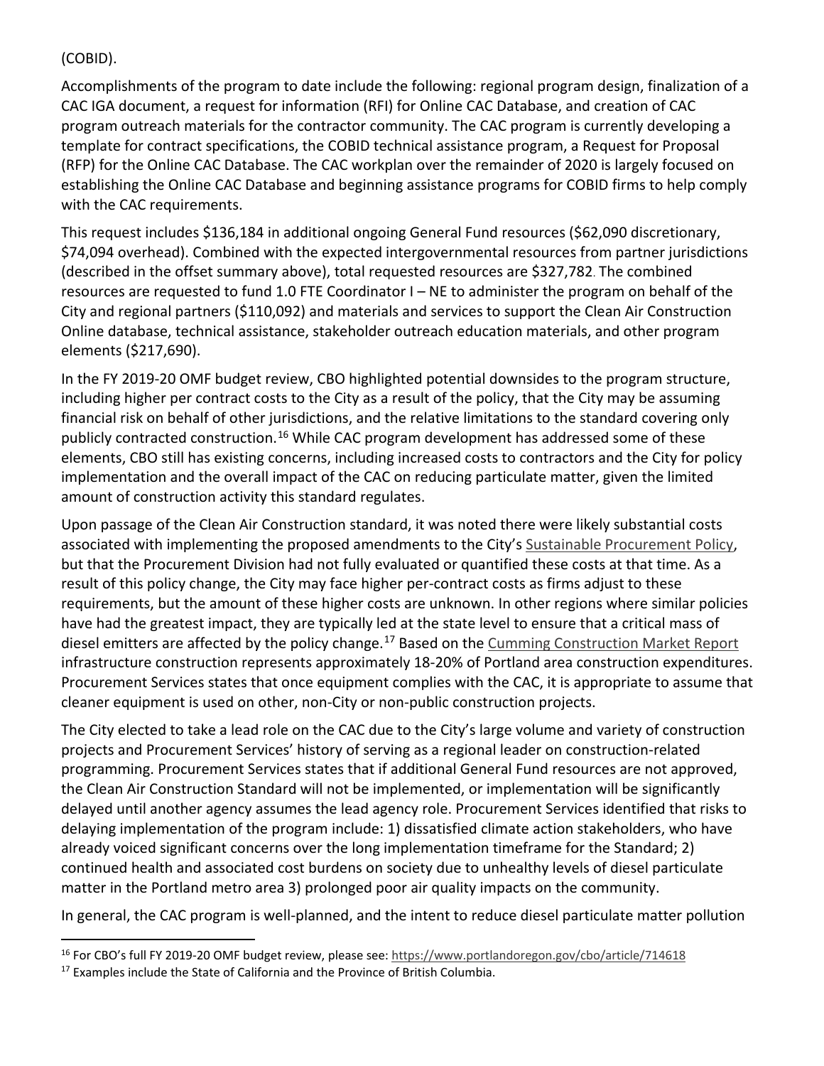(COBID).

Accomplishments of the program to date include the following: regional program design, finalization of a CAC IGA document, a request for information (RFI) for Online CAC Database, and creation of CAC program outreach materials for the contractor community. The CAC program is currently developing a template for contract specifications, the COBID technical assistance program, a Request for Proposal (RFP) for the Online CAC Database. The CAC workplan over the remainder of 2020 is largely focused on establishing the Online CAC Database and beginning assistance programs for COBID firms to help comply with the CAC requirements.

This request includes $136,184 in additional ongoing General Fund resources ($62,090 discretionary, $74,094 overhead). Combined with the expected intergovernmental resources from partner jurisdictions (described in the offset summary above), total requested resources are $327,782. The combined resources are requested to fund 1.0 FTE Coordinator I – NE to administer the program on behalf of the City and regional partners ($110,092) and materials and services to support the Clean Air Construction Online database, technical assistance, stakeholder outreach education materials, and other program elements ($217,690).

In the FY 2019-20 OMF budget review, CBO highlighted potential downsides to the program structure, including higher per contract costs to the City as a result of the policy, that the City may be assuming financial risk on behalf of other jurisdictions, and the relative limitations to the standard covering only publicly contracted construction.[16] While CAC program development has addressed some of these elements, CBO still has existing concerns, including increased costs to contractors and the City for policy implementation and the overall impact of the CAC on reducing particulate matter, given the limited amount of construction activity this standard regulates.

Upon passage of the Clean Air Construction standard, it was noted there were likely substantial costs associated with implementing the proposed amendments to the City's Sustainable Procurement Policy, but that the Procurement Division had not fully evaluated or quantified these costs at that time. As a result of this policy change, the City may face higher per-contract costs as firms adjust to these requirements, but the amount of these higher costs are unknown. In other regions where similar policies have had the greatest impact, they are typically led at the state level to ensure that a critical mass of diesel emitters are affected by the policy change.[17] Based on the Cumming Construction Market Report infrastructure construction represents approximately 18-20% of Portland area construction expenditures. Procurement Services states that once equipment complies with the CAC, it is appropriate to assume that cleaner equipment is used on other, non-City or non-public construction projects.

The City elected to take a lead role on the CAC due to the City's large volume and variety of construction projects and Procurement Services' history of serving as a regional leader on construction-related programming. Procurement Services states that if additional General Fund resources are not approved, the Clean Air Construction Standard will not be implemented, or implementation will be significantly delayed until another agency assumes the lead agency role. Procurement Services identified that risks to delaying implementation of the program include: 1) dissatisfied climate action stakeholders, who have already voiced significant concerns over the long implementation timeframe for the Standard; 2) continued health and associated cost burdens on society due to unhealthy levels of diesel particulate matter in the Portland metro area 3) prolonged poor air quality impacts on the community.

In general, the CAC program is well-planned, and the intent to reduce diesel particulate matter pollution

---

[16] For CBO's full FY 2019-20 OMF budget review, please see: https://www.portlandoregon.gov/cbo/article/714618

[17] Examples include the State of California and the Province of British Columbia.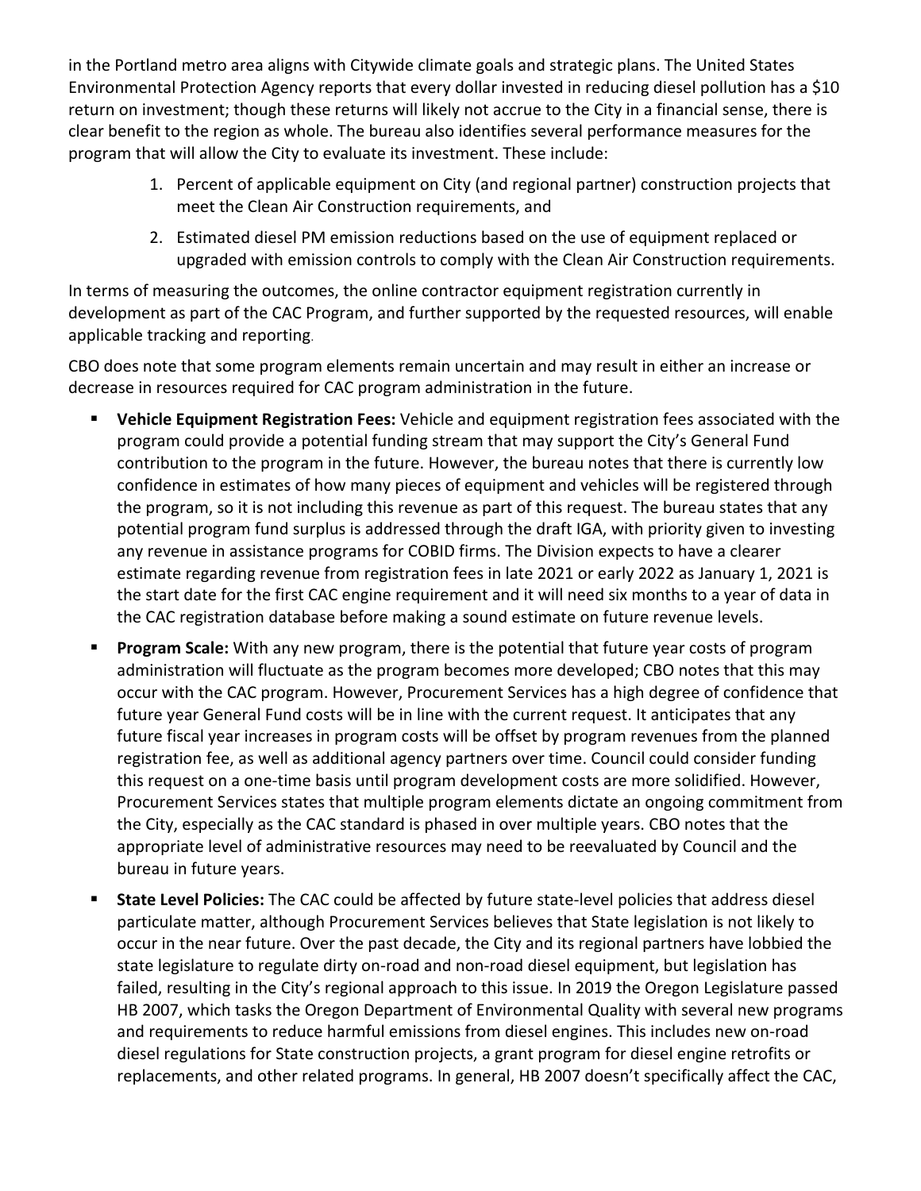in the Portland metro area aligns with Citywide climate goals and strategic plans. The United States Environmental Protection Agency reports that every dollar invested in reducing diesel pollution has a $10 return on investment; though these returns will likely not accrue to the City in a financial sense, there is clear benefit to the region as whole. The bureau also identifies several performance measures for the program that will allow the City to evaluate its investment. These include:

1. Percent of applicable equipment on City (and regional partner) construction projects that meet the Clean Air Construction requirements, and
2. Estimated diesel PM emission reductions based on the use of equipment replaced or upgraded with emission controls to comply with the Clean Air Construction requirements.

In terms of measuring the outcomes, the online contractor equipment registration currently in development as part of the CAC Program, and further supported by the requested resources, will enable applicable tracking and reporting.

CBO does note that some program elements remain uncertain and may result in either an increase or decrease in resources required for CAC program administration in the future.

- **Vehicle Equipment Registration Fees:** Vehicle and equipment registration fees associated with the program could provide a potential funding stream that may support the City's General Fund contribution to the program in the future. However, the bureau notes that there is currently low confidence in estimates of how many pieces of equipment and vehicles will be registered through the program, so it is not including this revenue as part of this request. The bureau states that any potential program fund surplus is addressed through the draft IGA, with priority given to investing any revenue in assistance programs for COBID firms. The Division expects to have a clearer estimate regarding revenue from registration fees in late 2021 or early 2022 as January 1, 2021 is the start date for the first CAC engine requirement and it will need six months to a year of data in the CAC registration database before making a sound estimate on future revenue levels.
- **Program Scale:** With any new program, there is the potential that future year costs of program administration will fluctuate as the program becomes more developed; CBO notes that this may occur with the CAC program. However, Procurement Services has a high degree of confidence that future year General Fund costs will be in line with the current request. It anticipates that any future fiscal year increases in program costs will be offset by program revenues from the planned registration fee, as well as additional agency partners over time. Council could consider funding this request on a one-time basis until program development costs are more solidified. However, Procurement Services states that multiple program elements dictate an ongoing commitment from the City, especially as the CAC standard is phased in over multiple years. CBO notes that the appropriate level of administrative resources may need to be reevaluated by Council and the bureau in future years.
- **State Level Policies:** The CAC could be affected by future state-level policies that address diesel particulate matter, although Procurement Services believes that State legislation is not likely to occur in the near future. Over the past decade, the City and its regional partners have lobbied the state legislature to regulate dirty on-road and non-road diesel equipment, but legislation has failed, resulting in the City's regional approach to this issue. In 2019 the Oregon Legislature passed HB 2007, which tasks the Oregon Department of Environmental Quality with several new programs and requirements to reduce harmful emissions from diesel engines. This includes new on-road diesel regulations for State construction projects, a grant program for diesel engine retrofits or replacements, and other related programs. In general, HB 2007 doesn't specifically affect the CAC,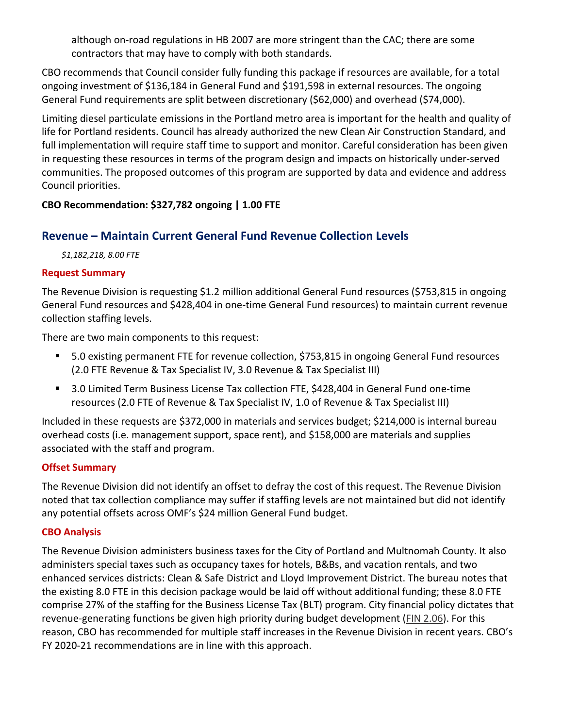although on-road regulations in HB 2007 are more stringent than the CAC; there are some contractors that may have to comply with both standards.

CBO recommends that Council consider fully funding this package if resources are available, for a total ongoing investment of $136,184 in General Fund and $191,598 in external resources. The ongoing General Fund requirements are split between discretionary ($62,000) and overhead ($74,000).

Limiting diesel particulate emissions in the Portland metro area is important for the health and quality of life for Portland residents. Council has already authorized the new Clean Air Construction Standard, and full implementation will require staff time to support and monitor. Careful consideration has been given in requesting these resources in terms of the program design and impacts on historically under-served communities. The proposed outcomes of this program are supported by data and evidence and address Council priorities.

**CBO Recommendation: $327,782 ongoing | 1.00 FTE**

## Revenue – Maintain Current General Fund Revenue Collection Levels

*$1,182,218, 8.00 FTE*

### Request Summary

The Revenue Division is requesting $1.2 million additional General Fund resources ($753,815 in ongoing General Fund resources and $428,404 in one-time General Fund resources) to maintain current revenue collection staffing levels.

There are two main components to this request:

- 5.0 existing permanent FTE for revenue collection, $753,815 in ongoing General Fund resources (2.0 FTE Revenue & Tax Specialist IV, 3.0 Revenue & Tax Specialist III)
- 3.0 Limited Term Business License Tax collection FTE, $428,404 in General Fund one-time resources (2.0 FTE of Revenue & Tax Specialist IV, 1.0 of Revenue & Tax Specialist III)

Included in these requests are $372,000 in materials and services budget; $214,000 is internal bureau overhead costs (i.e. management support, space rent), and $158,000 are materials and supplies associated with the staff and program.

### Offset Summary

The Revenue Division did not identify an offset to defray the cost of this request. The Revenue Division noted that tax collection compliance may suffer if staffing levels are not maintained but did not identify any potential offsets across OMF's $24 million General Fund budget.

### CBO Analysis

The Revenue Division administers business taxes for the City of Portland and Multnomah County. It also administers special taxes such as occupancy taxes for hotels, B&Bs, and vacation rentals, and two enhanced services districts: Clean & Safe District and Lloyd Improvement District. The bureau notes that the existing 8.0 FTE in this decision package would be laid off without additional funding; these 8.0 FTE comprise 27% of the staffing for the Business License Tax (BLT) program. City financial policy dictates that revenue-generating functions be given high priority during budget development (FIN 2.06). For this reason, CBO has recommended for multiple staff increases in the Revenue Division in recent years. CBO's FY 2020-21 recommendations are in line with this approach.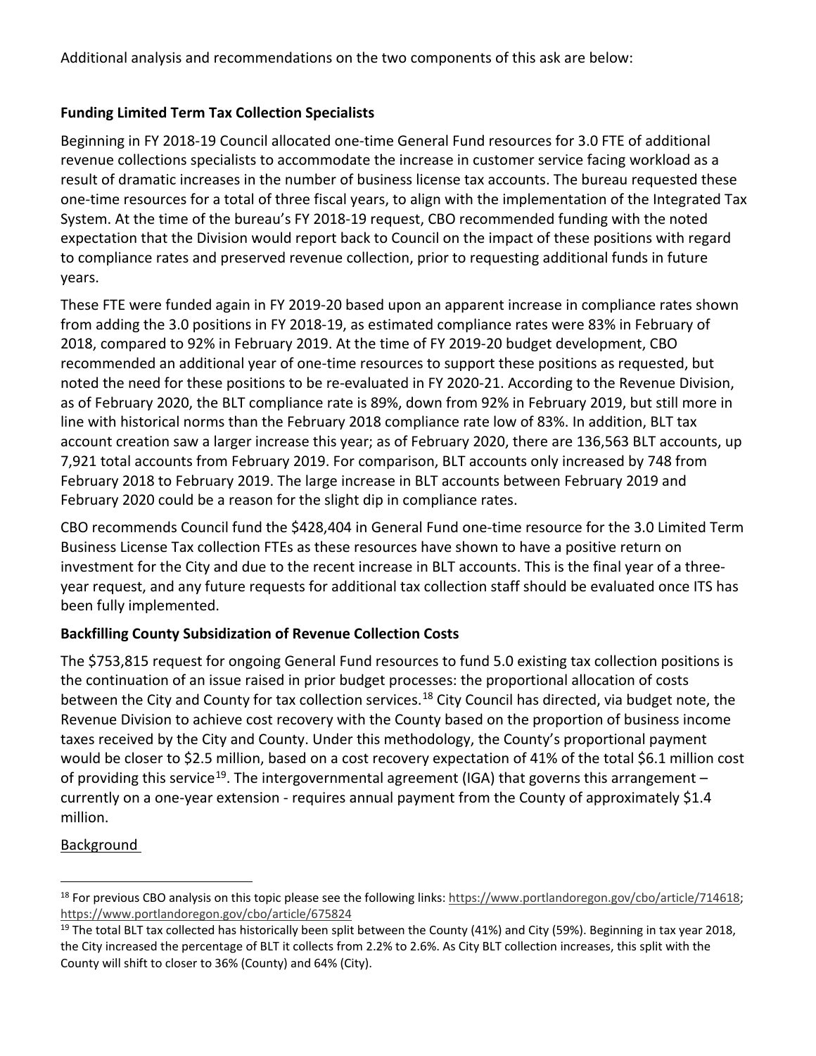Additional analysis and recommendations on the two components of this ask are below:

**Funding Limited Term Tax Collection Specialists**

Beginning in FY 2018-19 Council allocated one-time General Fund resources for 3.0 FTE of additional revenue collections specialists to accommodate the increase in customer service facing workload as a result of dramatic increases in the number of business license tax accounts. The bureau requested these one-time resources for a total of three fiscal years, to align with the implementation of the Integrated Tax System. At the time of the bureau's FY 2018-19 request, CBO recommended funding with the noted expectation that the Division would report back to Council on the impact of these positions with regard to compliance rates and preserved revenue collection, prior to requesting additional funds in future years.

These FTE were funded again in FY 2019-20 based upon an apparent increase in compliance rates shown from adding the 3.0 positions in FY 2018-19, as estimated compliance rates were 83% in February of 2018, compared to 92% in February 2019. At the time of FY 2019-20 budget development, CBO recommended an additional year of one-time resources to support these positions as requested, but noted the need for these positions to be re-evaluated in FY 2020-21. According to the Revenue Division, as of February 2020, the BLT compliance rate is 89%, down from 92% in February 2019, but still more in line with historical norms than the February 2018 compliance rate low of 83%. In addition, BLT tax account creation saw a larger increase this year; as of February 2020, there are 136,563 BLT accounts, up 7,921 total accounts from February 2019. For comparison, BLT accounts only increased by 748 from February 2018 to February 2019. The large increase in BLT accounts between February 2019 and February 2020 could be a reason for the slight dip in compliance rates.

CBO recommends Council fund the $428,404 in General Fund one-time resource for the 3.0 Limited Term Business License Tax collection FTEs as these resources have shown to have a positive return on investment for the City and due to the recent increase in BLT accounts. This is the final year of a three-year request, and any future requests for additional tax collection staff should be evaluated once ITS has been fully implemented.

**Backfilling County Subsidization of Revenue Collection Costs**

The $753,815 request for ongoing General Fund resources to fund 5.0 existing tax collection positions is the continuation of an issue raised in prior budget processes: the proportional allocation of costs between the City and County for tax collection services.[18] City Council has directed, via budget note, the Revenue Division to achieve cost recovery with the County based on the proportion of business income taxes received by the City and County. Under this methodology, the County's proportional payment would be closer to $2.5 million, based on a cost recovery expectation of 41% of the total $6.1 million cost of providing this service[19]. The intergovernmental agreement (IGA) that governs this arrangement – currently on a one-year extension - requires annual payment from the County of approximately $1.4 million.

Background

---

[18] For previous CBO analysis on this topic please see the following links: https://www.portlandoregon.gov/cbo/article/714618; https://www.portlandoregon.gov/cbo/article/675824

[19] The total BLT tax collected has historically been split between the County (41%) and City (59%). Beginning in tax year 2018, the City increased the percentage of BLT it collects from 2.2% to 2.6%. As City BLT collection increases, this split with the County will shift to closer to 36% (County) and 64% (City).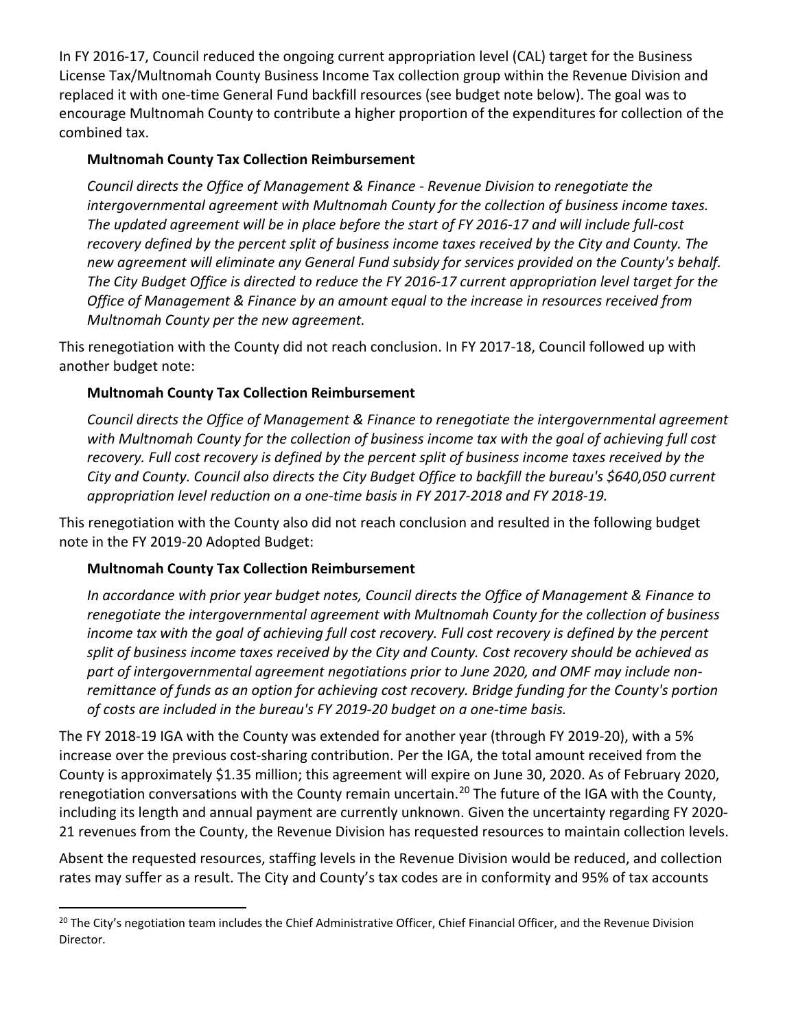In FY 2016-17, Council reduced the ongoing current appropriation level (CAL) target for the Business License Tax/Multnomah County Business Income Tax collection group within the Revenue Division and replaced it with one-time General Fund backfill resources (see budget note below). The goal was to encourage Multnomah County to contribute a higher proportion of the expenditures for collection of the combined tax.

> **Multnomah County Tax Collection Reimbursement**
>
> *Council directs the Office of Management & Finance - Revenue Division to renegotiate the intergovernmental agreement with Multnomah County for the collection of business income taxes. The updated agreement will be in place before the start of FY 2016-17 and will include full-cost recovery defined by the percent split of business income taxes received by the City and County. The new agreement will eliminate any General Fund subsidy for services provided on the County's behalf. The City Budget Office is directed to reduce the FY 2016-17 current appropriation level target for the Office of Management & Finance by an amount equal to the increase in resources received from Multnomah County per the new agreement.*

This renegotiation with the County did not reach conclusion. In FY 2017-18, Council followed up with another budget note:

> **Multnomah County Tax Collection Reimbursement**
>
> *Council directs the Office of Management & Finance to renegotiate the intergovernmental agreement with Multnomah County for the collection of business income tax with the goal of achieving full cost recovery. Full cost recovery is defined by the percent split of business income taxes received by the City and County. Council also directs the City Budget Office to backfill the bureau's $640,050 current appropriation level reduction on a one-time basis in FY 2017-2018 and FY 2018-19.*

This renegotiation with the County also did not reach conclusion and resulted in the following budget note in the FY 2019-20 Adopted Budget:

> **Multnomah County Tax Collection Reimbursement**
>
> *In accordance with prior year budget notes, Council directs the Office of Management & Finance to renegotiate the intergovernmental agreement with Multnomah County for the collection of business income tax with the goal of achieving full cost recovery. Full cost recovery is defined by the percent split of business income taxes received by the City and County. Cost recovery should be achieved as part of intergovernmental agreement negotiations prior to June 2020, and OMF may include non-remittance of funds as an option for achieving cost recovery. Bridge funding for the County's portion of costs are included in the bureau's FY 2019-20 budget on a one-time basis.*

The FY 2018-19 IGA with the County was extended for another year (through FY 2019-20), with a 5% increase over the previous cost-sharing contribution. Per the IGA, the total amount received from the County is approximately $1.35 million; this agreement will expire on June 30, 2020. As of February 2020, renegotiation conversations with the County remain uncertain.[20] The future of the IGA with the County, including its length and annual payment are currently unknown. Given the uncertainty regarding FY 2020-21 revenues from the County, the Revenue Division has requested resources to maintain collection levels.

Absent the requested resources, staffing levels in the Revenue Division would be reduced, and collection rates may suffer as a result. The City and County's tax codes are in conformity and 95% of tax accounts

---

[20] The City's negotiation team includes the Chief Administrative Officer, Chief Financial Officer, and the Revenue Division Director.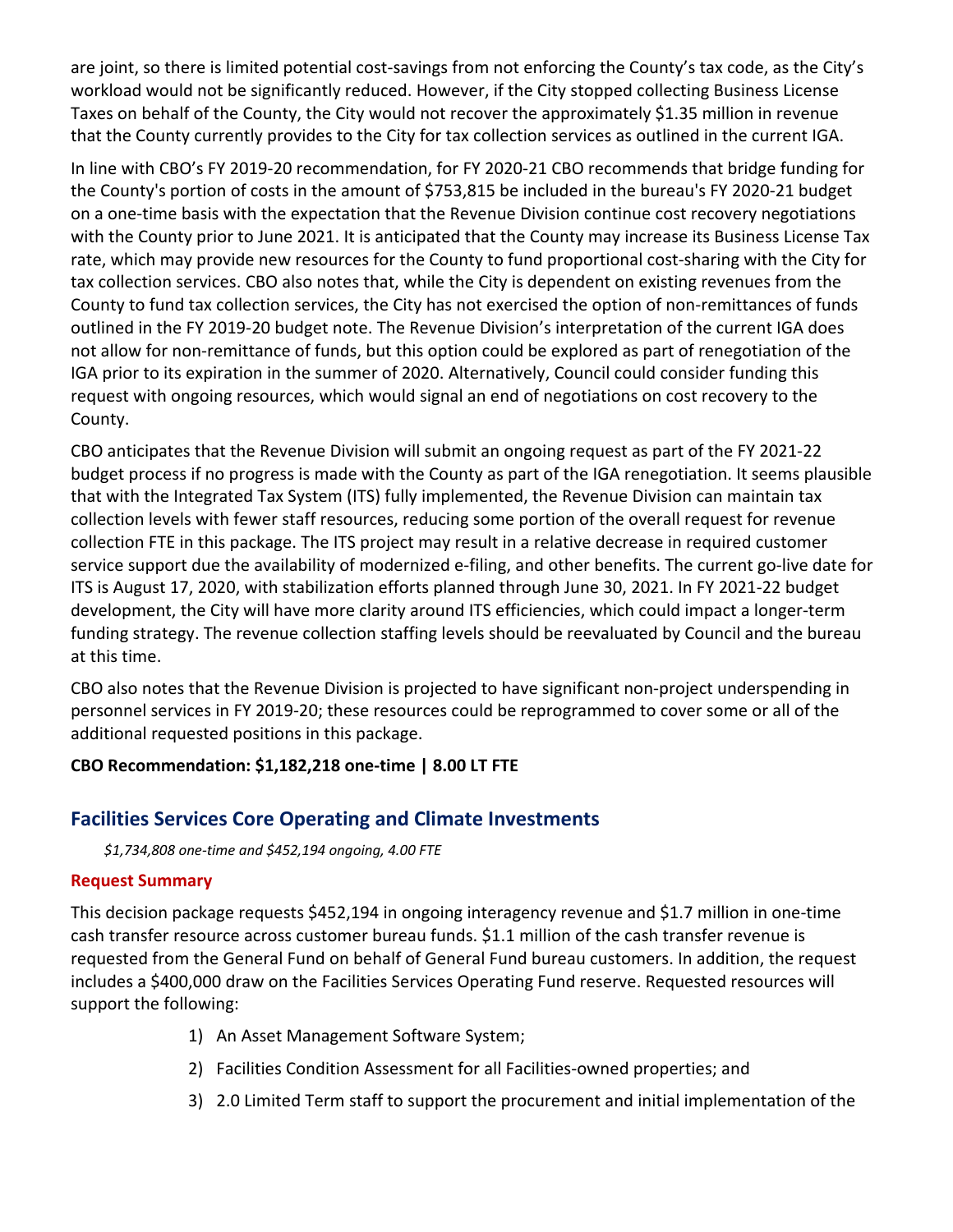are joint, so there is limited potential cost-savings from not enforcing the County's tax code, as the City's workload would not be significantly reduced. However, if the City stopped collecting Business License Taxes on behalf of the County, the City would not recover the approximately $1.35 million in revenue that the County currently provides to the City for tax collection services as outlined in the current IGA.

In line with CBO's FY 2019-20 recommendation, for FY 2020-21 CBO recommends that bridge funding for the County's portion of costs in the amount of $753,815 be included in the bureau's FY 2020-21 budget on a one-time basis with the expectation that the Revenue Division continue cost recovery negotiations with the County prior to June 2021. It is anticipated that the County may increase its Business License Tax rate, which may provide new resources for the County to fund proportional cost-sharing with the City for tax collection services. CBO also notes that, while the City is dependent on existing revenues from the County to fund tax collection services, the City has not exercised the option of non-remittances of funds outlined in the FY 2019-20 budget note. The Revenue Division's interpretation of the current IGA does not allow for non-remittance of funds, but this option could be explored as part of renegotiation of the IGA prior to its expiration in the summer of 2020. Alternatively, Council could consider funding this request with ongoing resources, which would signal an end of negotiations on cost recovery to the County.

CBO anticipates that the Revenue Division will submit an ongoing request as part of the FY 2021-22 budget process if no progress is made with the County as part of the IGA renegotiation. It seems plausible that with the Integrated Tax System (ITS) fully implemented, the Revenue Division can maintain tax collection levels with fewer staff resources, reducing some portion of the overall request for revenue collection FTE in this package. The ITS project may result in a relative decrease in required customer service support due the availability of modernized e-filing, and other benefits. The current go-live date for ITS is August 17, 2020, with stabilization efforts planned through June 30, 2021. In FY 2021-22 budget development, the City will have more clarity around ITS efficiencies, which could impact a longer-term funding strategy. The revenue collection staffing levels should be reevaluated by Council and the bureau at this time.

CBO also notes that the Revenue Division is projected to have significant non-project underspending in personnel services in FY 2019-20; these resources could be reprogrammed to cover some or all of the additional requested positions in this package.

**CBO Recommendation: $1,182,218 one-time | 8.00 LT FTE**

## Facilities Services Core Operating and Climate Investments

*$1,734,808 one-time and $452,194 ongoing, 4.00 FTE*

### Request Summary

This decision package requests $452,194 in ongoing interagency revenue and $1.7 million in one-time cash transfer resource across customer bureau funds. $1.1 million of the cash transfer revenue is requested from the General Fund on behalf of General Fund bureau customers. In addition, the request includes a $400,000 draw on the Facilities Services Operating Fund reserve. Requested resources will support the following:

1) An Asset Management Software System;
2) Facilities Condition Assessment for all Facilities-owned properties; and
3) 2.0 Limited Term staff to support the procurement and initial implementation of the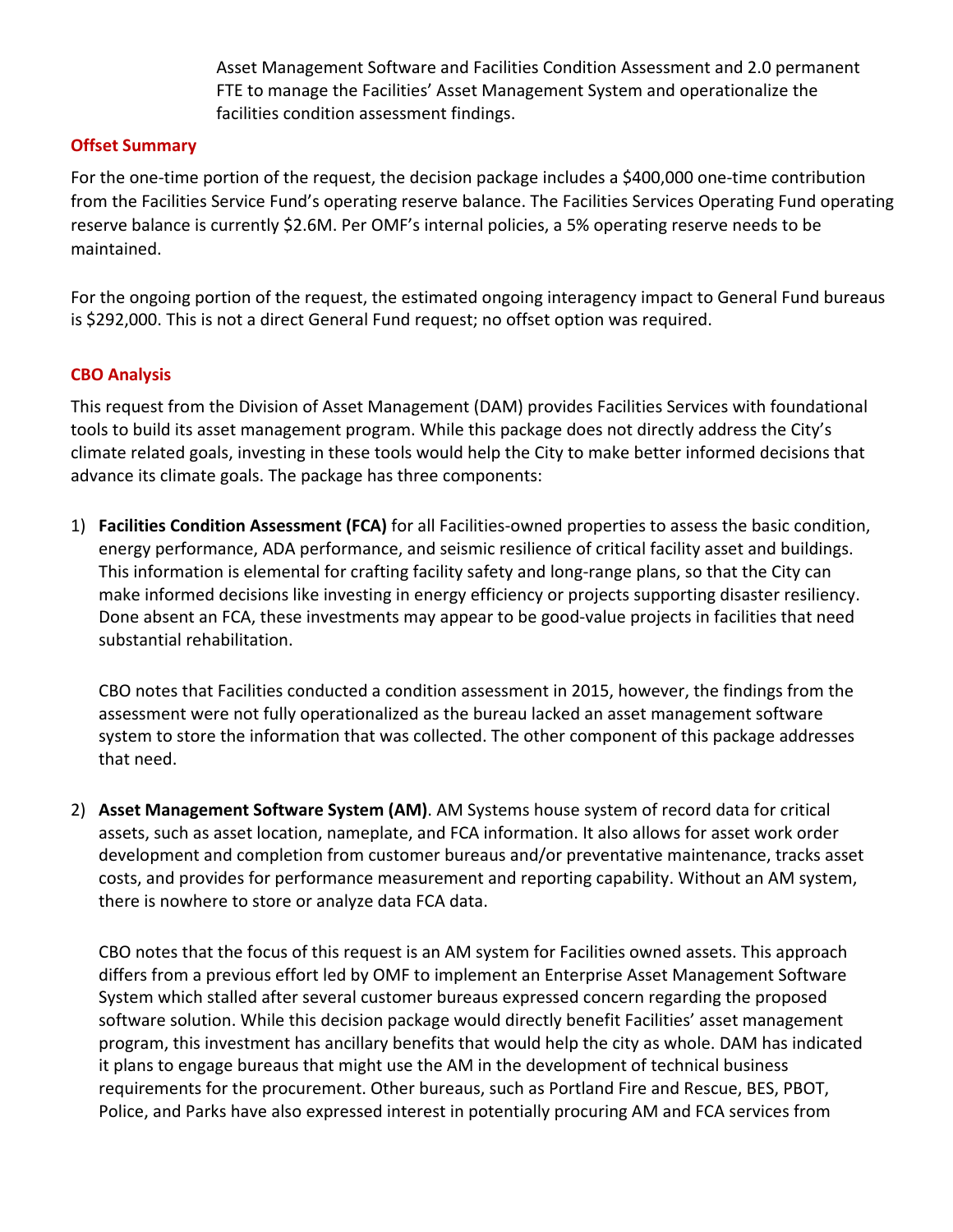Asset Management Software and Facilities Condition Assessment and 2.0 permanent FTE to manage the Facilities' Asset Management System and operationalize the facilities condition assessment findings.

### Offset Summary

For the one-time portion of the request, the decision package includes a $400,000 one-time contribution from the Facilities Service Fund's operating reserve balance. The Facilities Services Operating Fund operating reserve balance is currently $2.6M. Per OMF's internal policies, a 5% operating reserve needs to be maintained.

For the ongoing portion of the request, the estimated ongoing interagency impact to General Fund bureaus is $292,000. This is not a direct General Fund request; no offset option was required.

### CBO Analysis

This request from the Division of Asset Management (DAM) provides Facilities Services with foundational tools to build its asset management program. While this package does not directly address the City's climate related goals, investing in these tools would help the City to make better informed decisions that advance its climate goals. The package has three components:

1) **Facilities Condition Assessment (FCA)** for all Facilities-owned properties to assess the basic condition, energy performance, ADA performance, and seismic resilience of critical facility asset and buildings. This information is elemental for crafting facility safety and long-range plans, so that the City can make informed decisions like investing in energy efficiency or projects supporting disaster resiliency. Done absent an FCA, these investments may appear to be good-value projects in facilities that need substantial rehabilitation.

   CBO notes that Facilities conducted a condition assessment in 2015, however, the findings from the assessment were not fully operationalized as the bureau lacked an asset management software system to store the information that was collected. The other component of this package addresses that need.

2) **Asset Management Software System (AM)**. AM Systems house system of record data for critical assets, such as asset location, nameplate, and FCA information. It also allows for asset work order development and completion from customer bureaus and/or preventative maintenance, tracks asset costs, and provides for performance measurement and reporting capability. Without an AM system, there is nowhere to store or analyze data FCA data.

   CBO notes that the focus of this request is an AM system for Facilities owned assets. This approach differs from a previous effort led by OMF to implement an Enterprise Asset Management Software System which stalled after several customer bureaus expressed concern regarding the proposed software solution. While this decision package would directly benefit Facilities' asset management program, this investment has ancillary benefits that would help the city as whole. DAM has indicated it plans to engage bureaus that might use the AM in the development of technical business requirements for the procurement. Other bureaus, such as Portland Fire and Rescue, BES, PBOT, Police, and Parks have also expressed interest in potentially procuring AM and FCA services from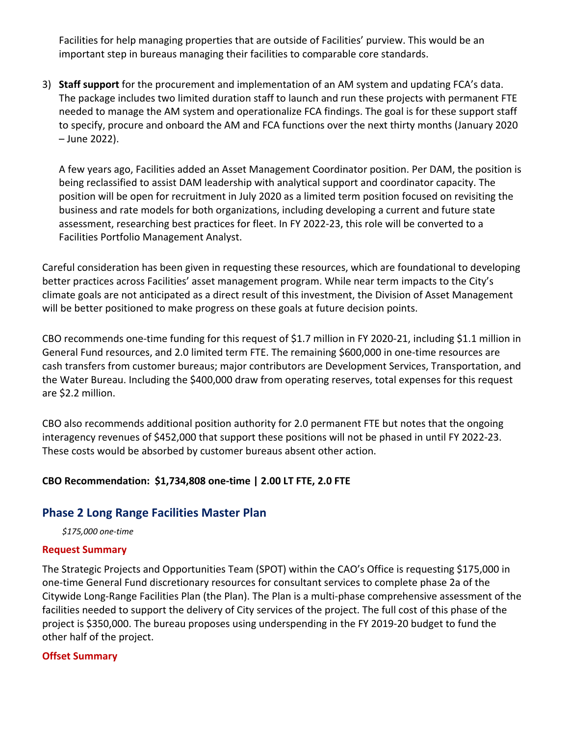Facilities for help managing properties that are outside of Facilities' purview. This would be an important step in bureaus managing their facilities to comparable core standards.

3) **Staff support** for the procurement and implementation of an AM system and updating FCA's data. The package includes two limited duration staff to launch and run these projects with permanent FTE needed to manage the AM system and operationalize FCA findings. The goal is for these support staff to specify, procure and onboard the AM and FCA functions over the next thirty months (January 2020 – June 2022).

   A few years ago, Facilities added an Asset Management Coordinator position. Per DAM, the position is being reclassified to assist DAM leadership with analytical support and coordinator capacity. The position will be open for recruitment in July 2020 as a limited term position focused on revisiting the business and rate models for both organizations, including developing a current and future state assessment, researching best practices for fleet. In FY 2022-23, this role will be converted to a Facilities Portfolio Management Analyst.

Careful consideration has been given in requesting these resources, which are foundational to developing better practices across Facilities' asset management program. While near term impacts to the City's climate goals are not anticipated as a direct result of this investment, the Division of Asset Management will be better positioned to make progress on these goals at future decision points.

CBO recommends one-time funding for this request of $1.7 million in FY 2020-21, including $1.1 million in General Fund resources, and 2.0 limited term FTE. The remaining $600,000 in one-time resources are cash transfers from customer bureaus; major contributors are Development Services, Transportation, and the Water Bureau. Including the $400,000 draw from operating reserves, total expenses for this request are $2.2 million.

CBO also recommends additional position authority for 2.0 permanent FTE but notes that the ongoing interagency revenues of $452,000 that support these positions will not be phased in until FY 2022-23. These costs would be absorbed by customer bureaus absent other action.

**CBO Recommendation: $1,734,808 one-time | 2.00 LT FTE, 2.0 FTE**

## Phase 2 Long Range Facilities Master Plan

*$175,000 one-time*

### Request Summary

The Strategic Projects and Opportunities Team (SPOT) within the CAO's Office is requesting $175,000 in one-time General Fund discretionary resources for consultant services to complete phase 2a of the Citywide Long-Range Facilities Plan (the Plan). The Plan is a multi-phase comprehensive assessment of the facilities needed to support the delivery of City services of the project. The full cost of this phase of the project is $350,000. The bureau proposes using underspending in the FY 2019-20 budget to fund the other half of the project.

### Offset Summary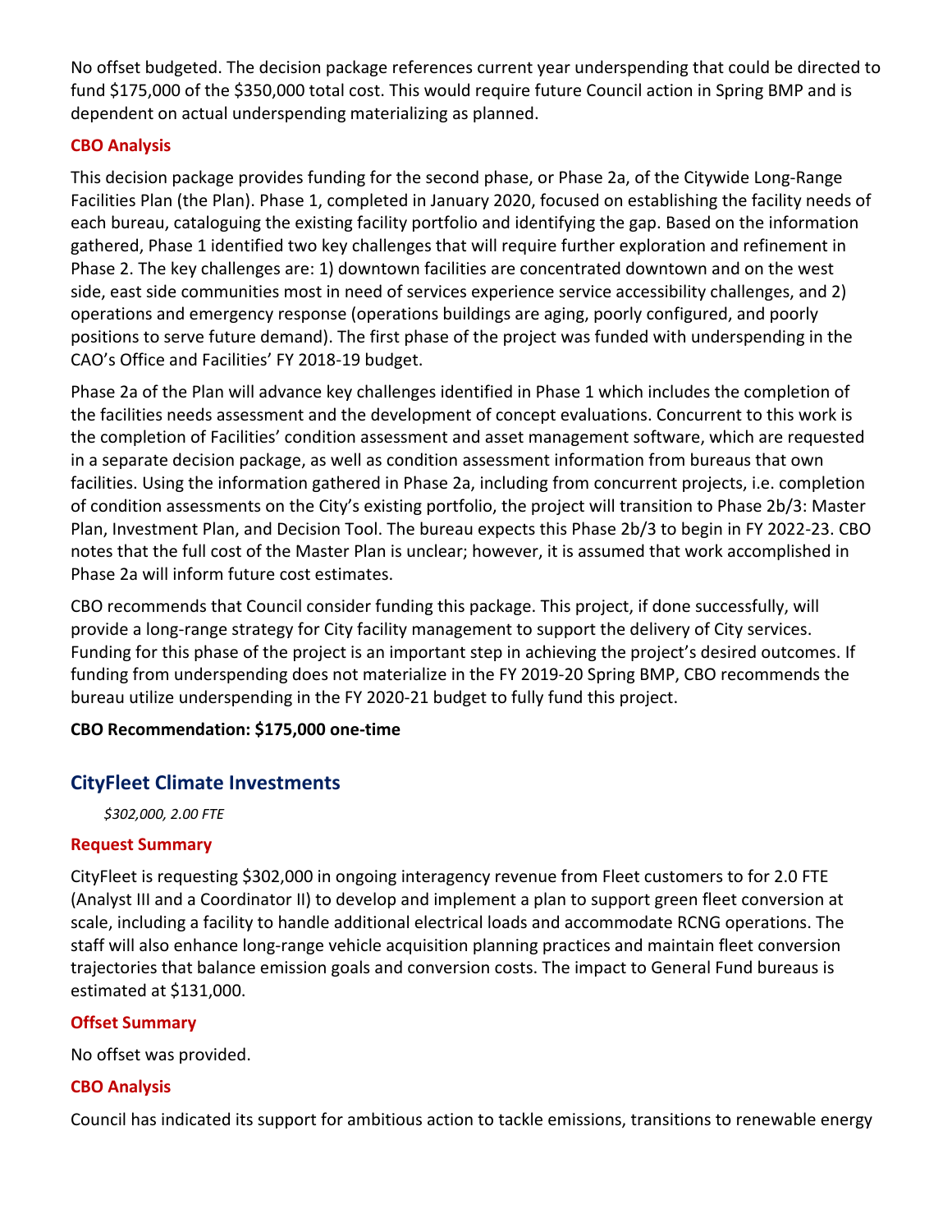No offset budgeted. The decision package references current year underspending that could be directed to fund $175,000 of the $350,000 total cost. This would require future Council action in Spring BMP and is dependent on actual underspending materializing as planned.

#### CBO Analysis

This decision package provides funding for the second phase, or Phase 2a, of the Citywide Long-Range Facilities Plan (the Plan). Phase 1, completed in January 2020, focused on establishing the facility needs of each bureau, cataloguing the existing facility portfolio and identifying the gap. Based on the information gathered, Phase 1 identified two key challenges that will require further exploration and refinement in Phase 2. The key challenges are: 1) downtown facilities are concentrated downtown and on the west side, east side communities most in need of services experience service accessibility challenges, and 2) operations and emergency response (operations buildings are aging, poorly configured, and poorly positions to serve future demand). The first phase of the project was funded with underspending in the CAO's Office and Facilities' FY 2018-19 budget.

Phase 2a of the Plan will advance key challenges identified in Phase 1 which includes the completion of the facilities needs assessment and the development of concept evaluations. Concurrent to this work is the completion of Facilities' condition assessment and asset management software, which are requested in a separate decision package, as well as condition assessment information from bureaus that own facilities. Using the information gathered in Phase 2a, including from concurrent projects, i.e. completion of condition assessments on the City's existing portfolio, the project will transition to Phase 2b/3: Master Plan, Investment Plan, and Decision Tool. The bureau expects this Phase 2b/3 to begin in FY 2022-23. CBO notes that the full cost of the Master Plan is unclear; however, it is assumed that work accomplished in Phase 2a will inform future cost estimates.

CBO recommends that Council consider funding this package. This project, if done successfully, will provide a long-range strategy for City facility management to support the delivery of City services. Funding for this phase of the project is an important step in achieving the project's desired outcomes. If funding from underspending does not materialize in the FY 2019-20 Spring BMP, CBO recommends the bureau utilize underspending in the FY 2020-21 budget to fully fund this project.

**CBO Recommendation: $175,000 one-time**

### CityFleet Climate Investments

*$302,000, 2.00 FTE*

#### Request Summary

CityFleet is requesting $302,000 in ongoing interagency revenue from Fleet customers to for 2.0 FTE (Analyst III and a Coordinator II) to develop and implement a plan to support green fleet conversion at scale, including a facility to handle additional electrical loads and accommodate RCNG operations. The staff will also enhance long-range vehicle acquisition planning practices and maintain fleet conversion trajectories that balance emission goals and conversion costs. The impact to General Fund bureaus is estimated at $131,000.

#### Offset Summary

No offset was provided.

#### CBO Analysis

Council has indicated its support for ambitious action to tackle emissions, transitions to renewable energy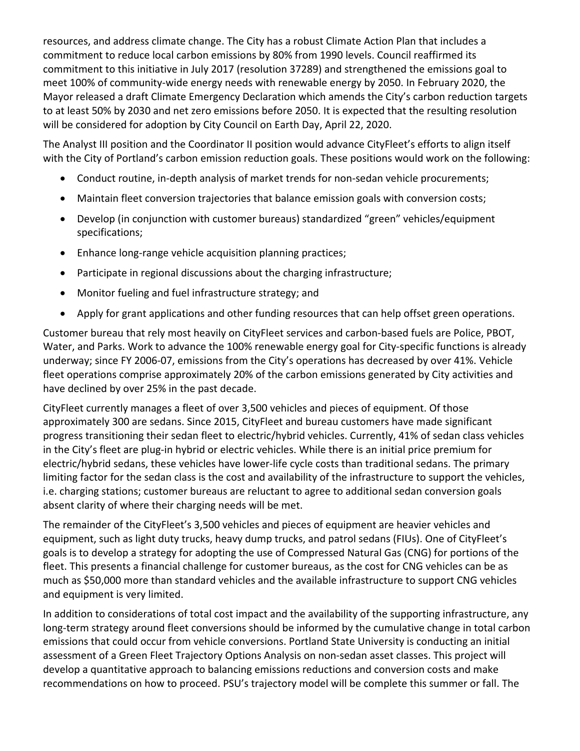resources, and address climate change. The City has a robust Climate Action Plan that includes a commitment to reduce local carbon emissions by 80% from 1990 levels. Council reaffirmed its commitment to this initiative in July 2017 (resolution 37289) and strengthened the emissions goal to meet 100% of community-wide energy needs with renewable energy by 2050. In February 2020, the Mayor released a draft Climate Emergency Declaration which amends the City's carbon reduction targets to at least 50% by 2030 and net zero emissions before 2050. It is expected that the resulting resolution will be considered for adoption by City Council on Earth Day, April 22, 2020.

The Analyst III position and the Coordinator II position would advance CityFleet's efforts to align itself with the City of Portland's carbon emission reduction goals. These positions would work on the following:

- Conduct routine, in-depth analysis of market trends for non-sedan vehicle procurements;
- Maintain fleet conversion trajectories that balance emission goals with conversion costs;
- Develop (in conjunction with customer bureaus) standardized "green" vehicles/equipment specifications;
- Enhance long-range vehicle acquisition planning practices;
- Participate in regional discussions about the charging infrastructure;
- Monitor fueling and fuel infrastructure strategy; and
- Apply for grant applications and other funding resources that can help offset green operations.

Customer bureau that rely most heavily on CityFleet services and carbon-based fuels are Police, PBOT, Water, and Parks. Work to advance the 100% renewable energy goal for City-specific functions is already underway; since FY 2006-07, emissions from the City's operations has decreased by over 41%. Vehicle fleet operations comprise approximately 20% of the carbon emissions generated by City activities and have declined by over 25% in the past decade.

CityFleet currently manages a fleet of over 3,500 vehicles and pieces of equipment. Of those approximately 300 are sedans. Since 2015, CityFleet and bureau customers have made significant progress transitioning their sedan fleet to electric/hybrid vehicles. Currently, 41% of sedan class vehicles in the City's fleet are plug-in hybrid or electric vehicles. While there is an initial price premium for electric/hybrid sedans, these vehicles have lower-life cycle costs than traditional sedans. The primary limiting factor for the sedan class is the cost and availability of the infrastructure to support the vehicles, i.e. charging stations; customer bureaus are reluctant to agree to additional sedan conversion goals absent clarity of where their charging needs will be met.

The remainder of the CityFleet's 3,500 vehicles and pieces of equipment are heavier vehicles and equipment, such as light duty trucks, heavy dump trucks, and patrol sedans (FIUs). One of CityFleet's goals is to develop a strategy for adopting the use of Compressed Natural Gas (CNG) for portions of the fleet. This presents a financial challenge for customer bureaus, as the cost for CNG vehicles can be as much as $50,000 more than standard vehicles and the available infrastructure to support CNG vehicles and equipment is very limited.

In addition to considerations of total cost impact and the availability of the supporting infrastructure, any long-term strategy around fleet conversions should be informed by the cumulative change in total carbon emissions that could occur from vehicle conversions. Portland State University is conducting an initial assessment of a Green Fleet Trajectory Options Analysis on non-sedan asset classes. This project will develop a quantitative approach to balancing emissions reductions and conversion costs and make recommendations on how to proceed. PSU's trajectory model will be complete this summer or fall. The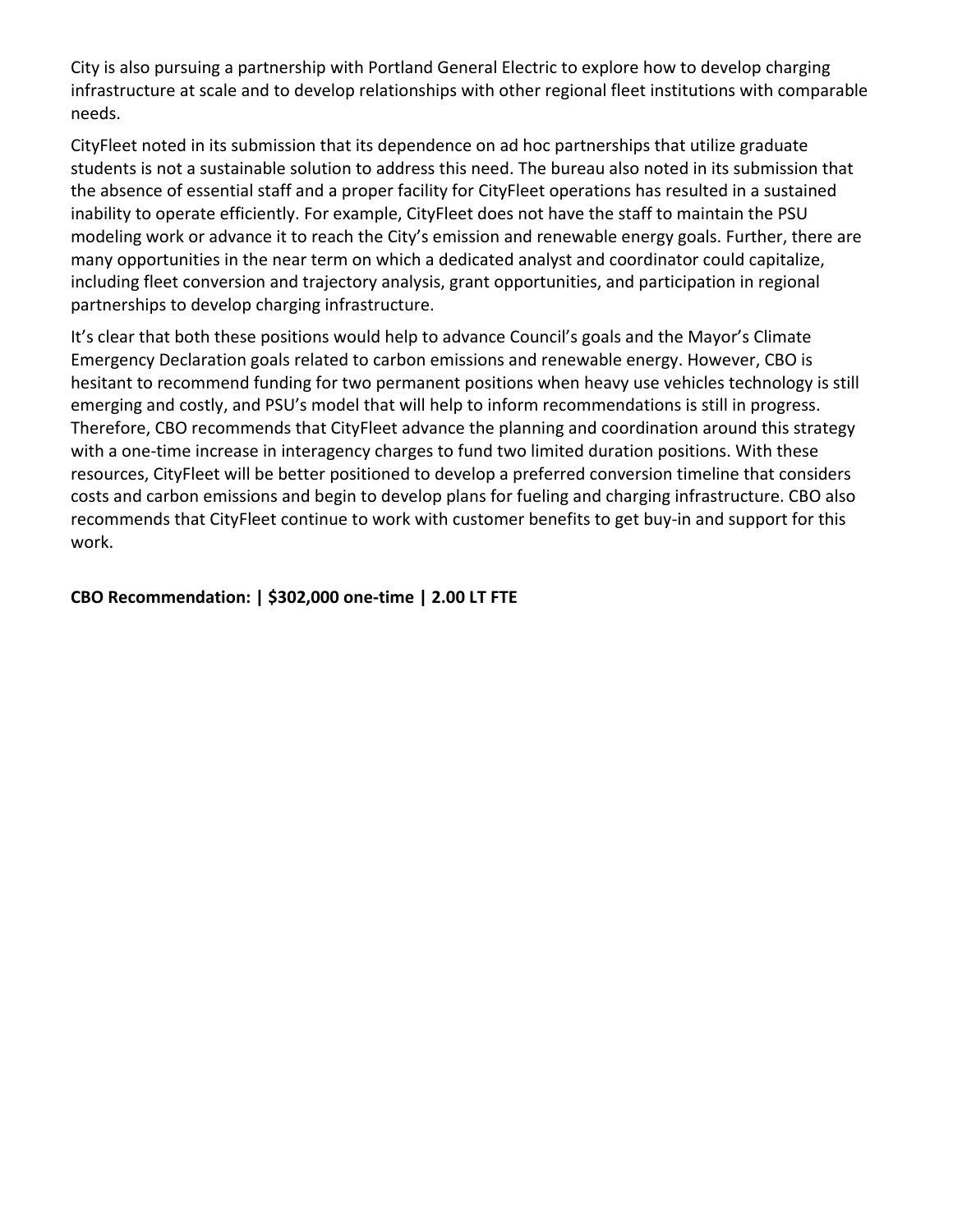City is also pursuing a partnership with Portland General Electric to explore how to develop charging infrastructure at scale and to develop relationships with other regional fleet institutions with comparable needs.

CityFleet noted in its submission that its dependence on ad hoc partnerships that utilize graduate students is not a sustainable solution to address this need. The bureau also noted in its submission that the absence of essential staff and a proper facility for CityFleet operations has resulted in a sustained inability to operate efficiently. For example, CityFleet does not have the staff to maintain the PSU modeling work or advance it to reach the City's emission and renewable energy goals. Further, there are many opportunities in the near term on which a dedicated analyst and coordinator could capitalize, including fleet conversion and trajectory analysis, grant opportunities, and participation in regional partnerships to develop charging infrastructure.

It's clear that both these positions would help to advance Council's goals and the Mayor's Climate Emergency Declaration goals related to carbon emissions and renewable energy. However, CBO is hesitant to recommend funding for two permanent positions when heavy use vehicles technology is still emerging and costly, and PSU's model that will help to inform recommendations is still in progress. Therefore, CBO recommends that CityFleet advance the planning and coordination around this strategy with a one-time increase in interagency charges to fund two limited duration positions. With these resources, CityFleet will be better positioned to develop a preferred conversion timeline that considers costs and carbon emissions and begin to develop plans for fueling and charging infrastructure. CBO also recommends that CityFleet continue to work with customer benefits to get buy-in and support for this work.

**CBO Recommendation: | $302,000 one-time | 2.00 LT FTE**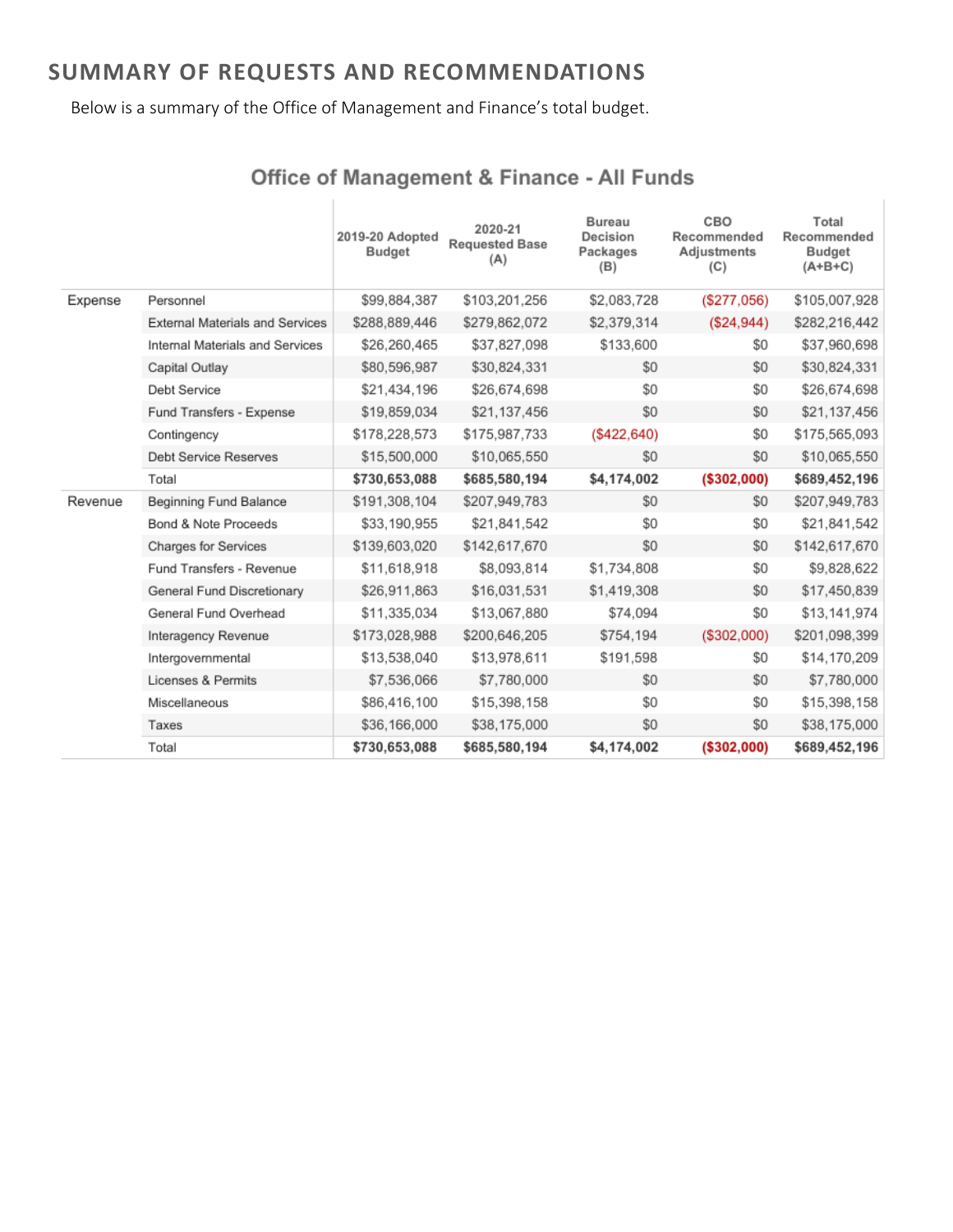## SUMMARY OF REQUESTS AND RECOMMENDATIONS

Below is a summary of the Office of Management and Finance's total budget.

### Office of Management & Finance - All Funds

| | | 2019-20 Adopted Budget | 2020-21 Requested Base (A) | Bureau Decision Packages (B) | CBO Recommended Adjustments (C) | Total Recommended Budget (A+B+C) |
|---|---|---|---|---|---|---|
| Expense | Personnel | $99,884,387 | $103,201,256 | $2,083,728 | ($277,056) | $105,007,928 |
| | External Materials and Services | $288,889,446 | $279,862,072 | $2,379,314 | ($24,944) | $282,216,442 |
| | Internal Materials and Services | $26,260,465 | $37,827,098 | $133,600 | $0 | $37,960,698 |
| | Capital Outlay | $80,596,987 | $30,824,331 | $0 | $0 | $30,824,331 |
| | Debt Service | $21,434,196 | $26,674,698 | $0 | $0 | $26,674,698 |
| | Fund Transfers - Expense | $19,859,034 | $21,137,456 | $0 | $0 | $21,137,456 |
| | Contingency | $178,228,573 | $175,987,733 | ($422,640) | $0 | $175,565,093 |
| | Debt Service Reserves | $15,500,000 | $10,065,550 | $0 | $0 | $10,065,550 |
| | Total | **$730,653,088** | **$685,580,194** | **$4,174,002** | **($302,000)** | **$689,452,196** |
| Revenue | Beginning Fund Balance | $191,308,104 | $207,949,783 | $0 | $0 | $207,949,783 |
| | Bond & Note Proceeds | $33,190,955 | $21,841,542 | $0 | $0 | $21,841,542 |
| | Charges for Services | $139,603,020 | $142,617,670 | $0 | $0 | $142,617,670 |
| | Fund Transfers - Revenue | $11,618,918 | $8,093,814 | $1,734,808 | $0 | $9,828,622 |
| | General Fund Discretionary | $26,911,863 | $16,031,531 | $1,419,308 | $0 | $17,450,839 |
| | General Fund Overhead | $11,335,034 | $13,067,880 | $74,094 | $0 | $13,141,974 |
| | Interagency Revenue | $173,028,988 | $200,646,205 | $754,194 | ($302,000) | $201,098,399 |
| | Intergovernmental | $13,538,040 | $13,978,611 | $191,598 | $0 | $14,170,209 |
| | Licenses & Permits | $7,536,066 | $7,780,000 | $0 | $0 | $7,780,000 |
| | Miscellaneous | $86,416,100 | $15,398,158 | $0 | $0 | $15,398,158 |
| | Taxes | $36,166,000 | $38,175,000 | $0 | $0 | $38,175,000 |
| | Total | **$730,653,088** | **$685,580,194** | **$4,174,002** | **($302,000)** | **$689,452,196** |